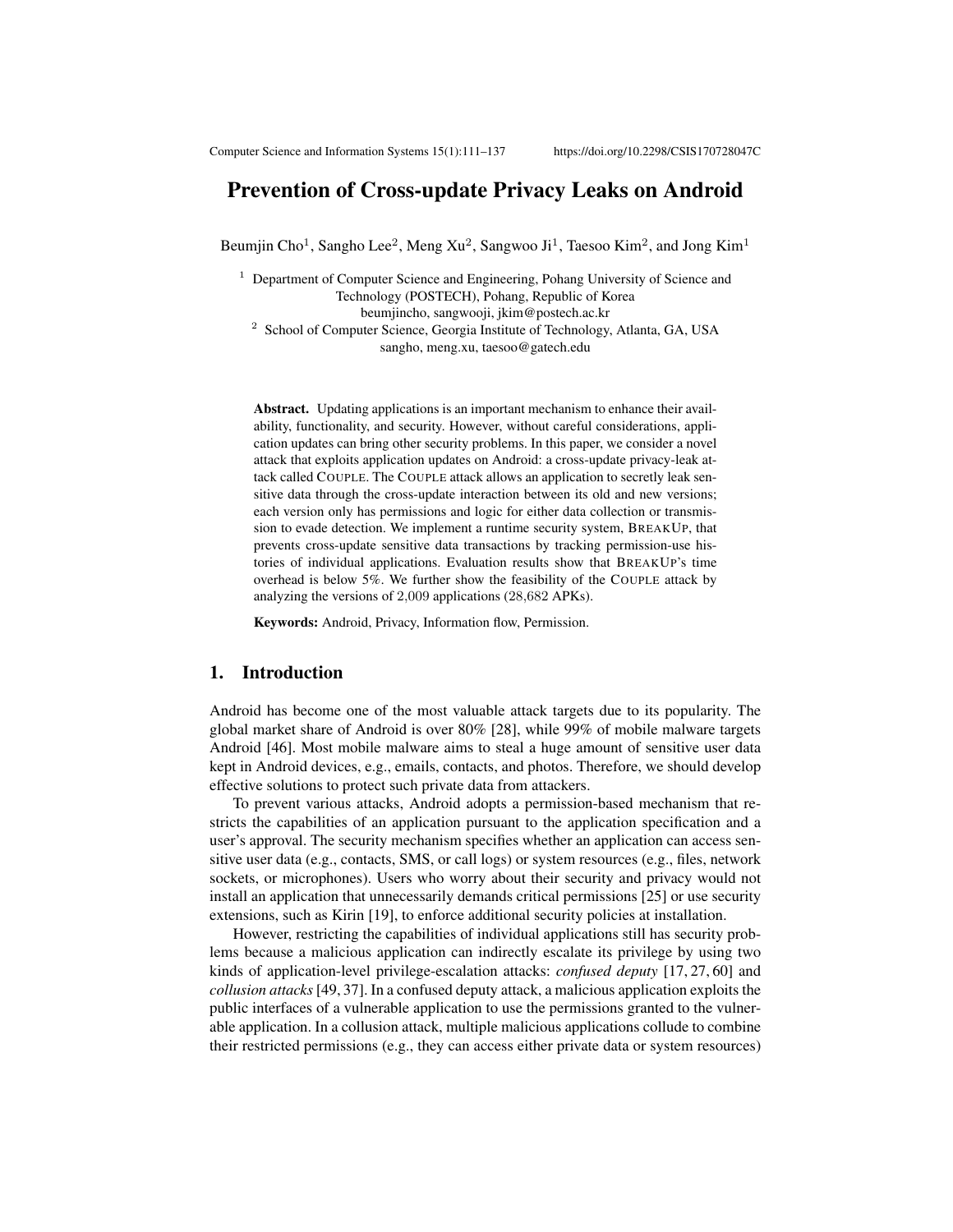# Prevention of Cross-update Privacy Leaks on Android

Beumjin Cho[1], Sangho Lee[2], Meng Xu[2], Sangwoo Ji[1], Taesoo Kim[2], and Jong Kim[1]

[1] Department of Computer Science and Engineering, Pohang University of Science and Technology (POSTECH), Pohang, Republic of Korea
beumjincho, sangwooji, jkim@postech.ac.kr

[2] School of Computer Science, Georgia Institute of Technology, Atlanta, GA, USA
sangho, meng.xu, taesoo@gatech.edu

**Abstract.** Updating applications is an important mechanism to enhance their availability, functionality, and security. However, without careful considerations, application updates can bring other security problems. In this paper, we consider a novel attack that exploits application updates on Android: a cross-update privacy-leak attack called COUPLE. The COUPLE attack allows an application to secretly leak sensitive data through the cross-update interaction between its old and new versions; each version only has permissions and logic for either data collection or transmission to evade detection. We implement a runtime security system, BREAKUP, that prevents cross-update sensitive data transactions by tracking permission-use histories of individual applications. Evaluation results show that BREAKUP's time overhead is below 5%. We further show the feasibility of the COUPLE attack by analyzing the versions of 2,009 applications (28,682 APKs).

**Keywords:** Android, Privacy, Information flow, Permission.

## 1. Introduction

Android has become one of the most valuable attack targets due to its popularity. The global market share of Android is over 80% [28], while 99% of mobile malware targets Android [46]. Most mobile malware aims to steal a huge amount of sensitive user data kept in Android devices, e.g., emails, contacts, and photos. Therefore, we should develop effective solutions to protect such private data from attackers.

To prevent various attacks, Android adopts a permission-based mechanism that restricts the capabilities of an application pursuant to the application specification and a user's approval. The security mechanism specifies whether an application can access sensitive user data (e.g., contacts, SMS, or call logs) or system resources (e.g., files, network sockets, or microphones). Users who worry about their security and privacy would not install an application that unnecessarily demands critical permissions [25] or use security extensions, such as Kirin [19], to enforce additional security policies at installation.

However, restricting the capabilities of individual applications still has security problems because a malicious application can indirectly escalate its privilege by using two kinds of application-level privilege-escalation attacks: *confused deputy* [17, 27, 60] and *collusion attacks* [49, 37]. In a confused deputy attack, a malicious application exploits the public interfaces of a vulnerable application to use the permissions granted to the vulnerable application. In a collusion attack, multiple malicious applications collude to combine their restricted permissions (e.g., they can access either private data or system resources)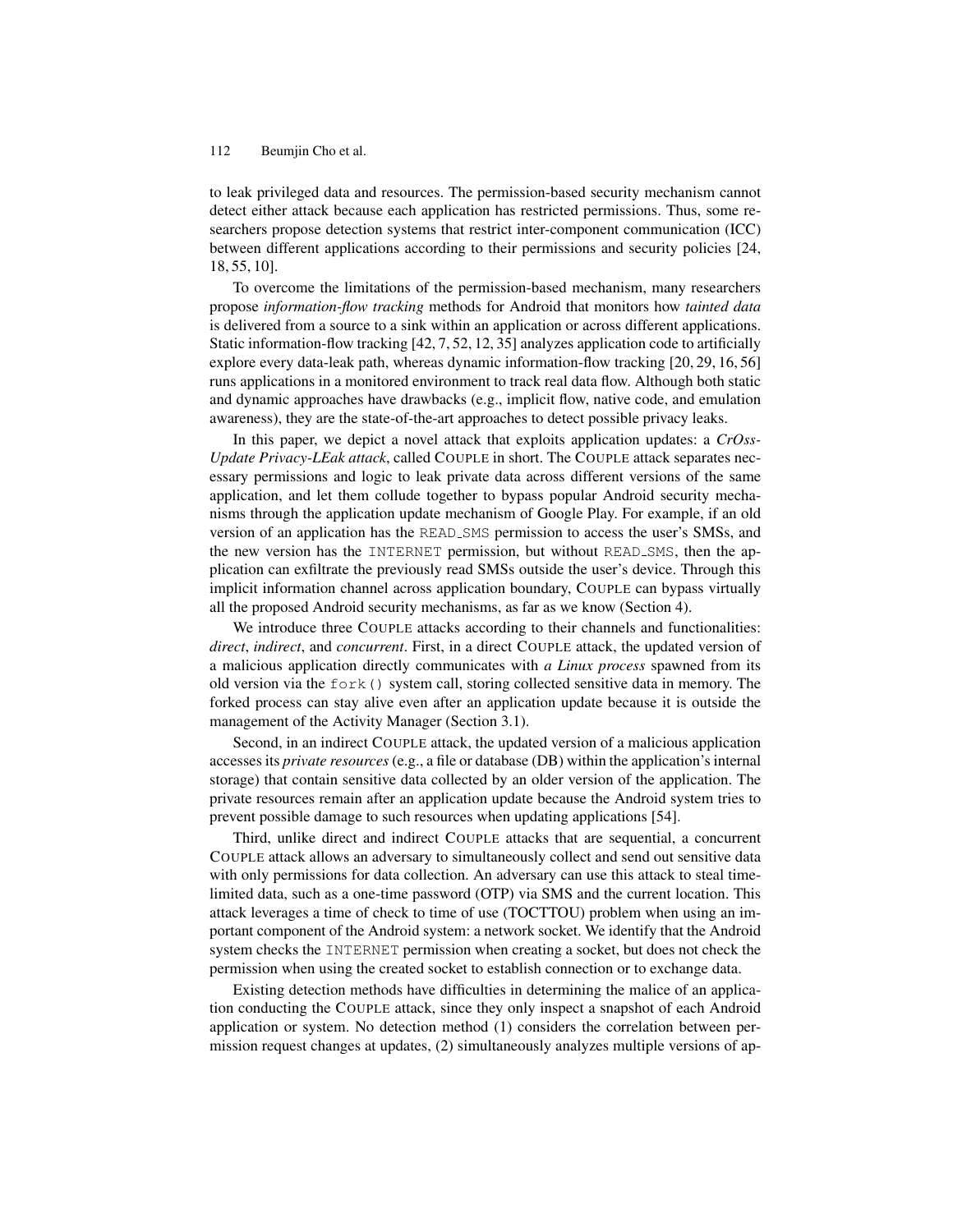to leak privileged data and resources. The permission-based security mechanism cannot detect either attack because each application has restricted permissions. Thus, some researchers propose detection systems that restrict inter-component communication (ICC) between different applications according to their permissions and security policies [24, 18, 55, 10].

To overcome the limitations of the permission-based mechanism, many researchers propose *information-flow tracking* methods for Android that monitors how *tainted data* is delivered from a source to a sink within an application or across different applications. Static information-flow tracking [42, 7, 52, 12, 35] analyzes application code to artificially explore every data-leak path, whereas dynamic information-flow tracking [20, 29, 16, 56] runs applications in a monitored environment to track real data flow. Although both static and dynamic approaches have drawbacks (e.g., implicit flow, native code, and emulation awareness), they are the state-of-the-art approaches to detect possible privacy leaks.

In this paper, we depict a novel attack that exploits application updates: a *CrOss-Update Privacy-LEak attack*, called COUPLE in short. The COUPLE attack separates necessary permissions and logic to leak private data across different versions of the same application, and let them collude together to bypass popular Android security mechanisms through the application update mechanism of Google Play. For example, if an old version of an application has the `READ_SMS` permission to access the user's SMSs, and the new version has the `INTERNET` permission, but without `READ_SMS`, then the application can exfiltrate the previously read SMSs outside the user's device. Through this implicit information channel across application boundary, COUPLE can bypass virtually all the proposed Android security mechanisms, as far as we know (Section 4).

We introduce three COUPLE attacks according to their channels and functionalities: *direct*, *indirect*, and *concurrent*. First, in a direct COUPLE attack, the updated version of a malicious application directly communicates with *a Linux process* spawned from its old version via the `fork()` system call, storing collected sensitive data in memory. The forked process can stay alive even after an application update because it is outside the management of the Activity Manager (Section 3.1).

Second, in an indirect COUPLE attack, the updated version of a malicious application accesses its *private resources* (e.g., a file or database (DB) within the application's internal storage) that contain sensitive data collected by an older version of the application. The private resources remain after an application update because the Android system tries to prevent possible damage to such resources when updating applications [54].

Third, unlike direct and indirect COUPLE attacks that are sequential, a concurrent COUPLE attack allows an adversary to simultaneously collect and send out sensitive data with only permissions for data collection. An adversary can use this attack to steal time-limited data, such as a one-time password (OTP) via SMS and the current location. This attack leverages a time of check to time of use (TOCTTOU) problem when using an important component of the Android system: a network socket. We identify that the Android system checks the `INTERNET` permission when creating a socket, but does not check the permission when using the created socket to establish connection or to exchange data.

Existing detection methods have difficulties in determining the malice of an application conducting the COUPLE attack, since they only inspect a snapshot of each Android application or system. No detection method (1) considers the correlation between permission request changes at updates, (2) simultaneously analyzes multiple versions of ap-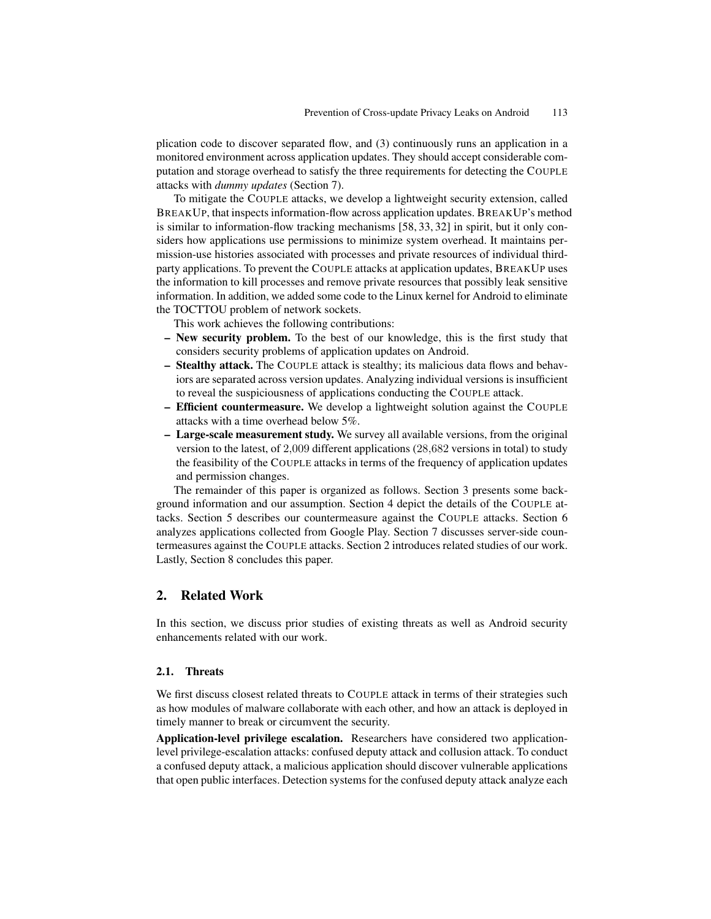plication code to discover separated flow, and (3) continuously runs an application in a monitored environment across application updates. They should accept considerable computation and storage overhead to satisfy the three requirements for detecting the COUPLE attacks with *dummy updates* (Section 7).

To mitigate the COUPLE attacks, we develop a lightweight security extension, called BREAKUP, that inspects information-flow across application updates. BREAKUP's method is similar to information-flow tracking mechanisms [58, 33, 32] in spirit, but it only considers how applications use permissions to minimize system overhead. It maintains permission-use histories associated with processes and private resources of individual third-party applications. To prevent the COUPLE attacks at application updates, BREAKUP uses the information to kill processes and remove private resources that possibly leak sensitive information. In addition, we added some code to the Linux kernel for Android to eliminate the TOCTTOU problem of network sockets.

This work achieves the following contributions:

- **New security problem.** To the best of our knowledge, this is the first study that considers security problems of application updates on Android.
- **Stealthy attack.** The COUPLE attack is stealthy; its malicious data flows and behaviors are separated across version updates. Analyzing individual versions is insufficient to reveal the suspiciousness of applications conducting the COUPLE attack.
- **Efficient countermeasure.** We develop a lightweight solution against the COUPLE attacks with a time overhead below $5\%$.
- **Large-scale measurement study.** We survey all available versions, from the original version to the latest, of $2{,}009$ different applications ($28{,}682$ versions in total) to study the feasibility of the COUPLE attacks in terms of the frequency of application updates and permission changes.

The remainder of this paper is organized as follows. Section 3 presents some background information and our assumption. Section 4 depict the details of the COUPLE attacks. Section 5 describes our countermeasure against the COUPLE attacks. Section 6 analyzes applications collected from Google Play. Section 7 discusses server-side countermeasures against the COUPLE attacks. Section 2 introduces related studies of our work. Lastly, Section 8 concludes this paper.

## 2. Related Work

In this section, we discuss prior studies of existing threats as well as Android security enhancements related with our work.

### 2.1. Threats

We first discuss closest related threats to COUPLE attack in terms of their strategies such as how modules of malware collaborate with each other, and how an attack is deployed in timely manner to break or circumvent the security.

**Application-level privilege escalation.** Researchers have considered two application-level privilege-escalation attacks: confused deputy attack and collusion attack. To conduct a confused deputy attack, a malicious application should discover vulnerable applications that open public interfaces. Detection systems for the confused deputy attack analyze each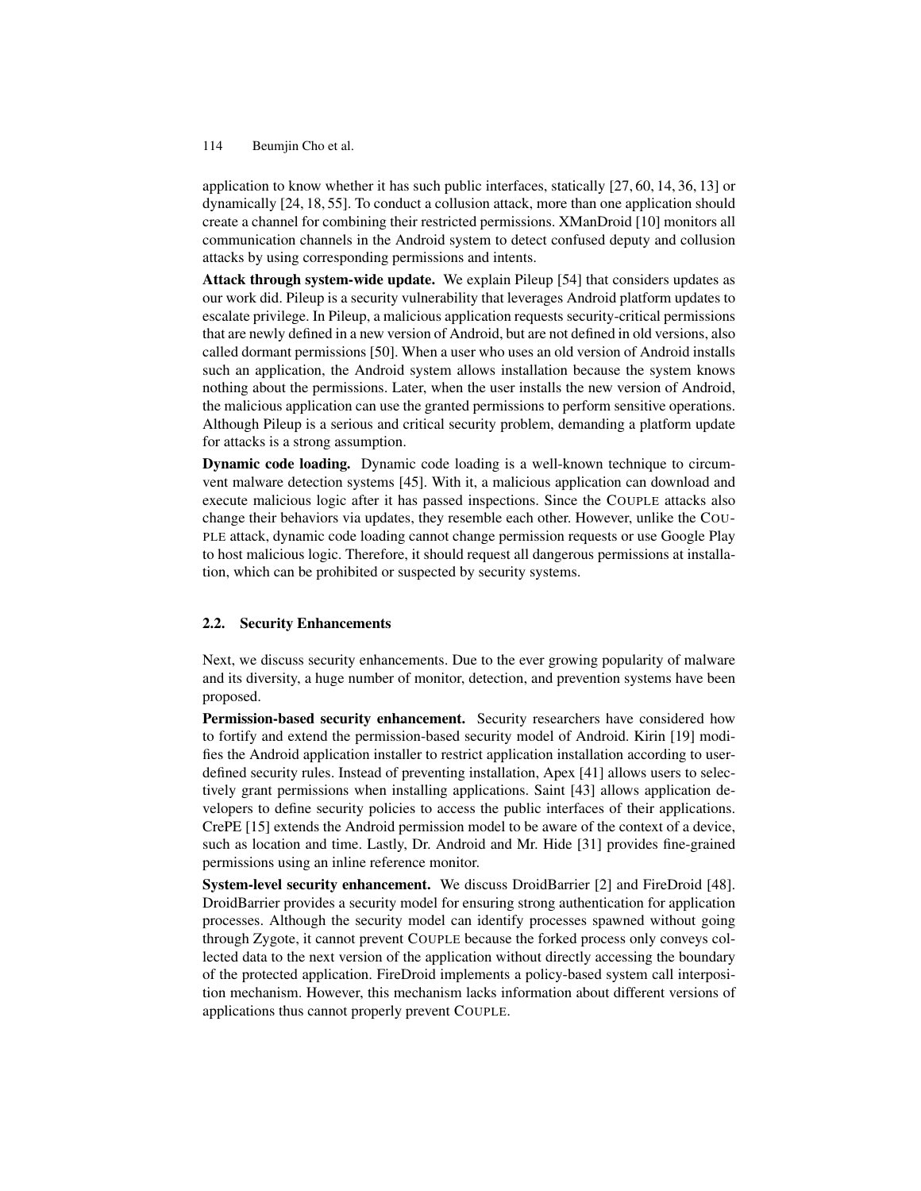application to know whether it has such public interfaces, statically [27, 60, 14, 36, 13] or dynamically [24, 18, 55]. To conduct a collusion attack, more than one application should create a channel for combining their restricted permissions. XManDroid [10] monitors all communication channels in the Android system to detect confused deputy and collusion attacks by using corresponding permissions and intents.

**Attack through system-wide update.** We explain Pileup [54] that considers updates as our work did. Pileup is a security vulnerability that leverages Android platform updates to escalate privilege. In Pileup, a malicious application requests security-critical permissions that are newly defined in a new version of Android, but are not defined in old versions, also called dormant permissions [50]. When a user who uses an old version of Android installs such an application, the Android system allows installation because the system knows nothing about the permissions. Later, when the user installs the new version of Android, the malicious application can use the granted permissions to perform sensitive operations. Although Pileup is a serious and critical security problem, demanding a platform update for attacks is a strong assumption.

**Dynamic code loading.** Dynamic code loading is a well-known technique to circumvent malware detection systems [45]. With it, a malicious application can download and execute malicious logic after it has passed inspections. Since the COUPLE attacks also change their behaviors via updates, they resemble each other. However, unlike the COUPLE attack, dynamic code loading cannot change permission requests or use Google Play to host malicious logic. Therefore, it should request all dangerous permissions at installation, which can be prohibited or suspected by security systems.

## 2.2. Security Enhancements

Next, we discuss security enhancements. Due to the ever growing popularity of malware and its diversity, a huge number of monitor, detection, and prevention systems have been proposed.

**Permission-based security enhancement.** Security researchers have considered how to fortify and extend the permission-based security model of Android. Kirin [19] modifies the Android application installer to restrict application installation according to user-defined security rules. Instead of preventing installation, Apex [41] allows users to selectively grant permissions when installing applications. Saint [43] allows application developers to define security policies to access the public interfaces of their applications. CrePE [15] extends the Android permission model to be aware of the context of a device, such as location and time. Lastly, Dr. Android and Mr. Hide [31] provides fine-grained permissions using an inline reference monitor.

**System-level security enhancement.** We discuss DroidBarrier [2] and FireDroid [48]. DroidBarrier provides a security model for ensuring strong authentication for application processes. Although the security model can identify processes spawned without going through Zygote, it cannot prevent COUPLE because the forked process only conveys collected data to the next version of the application without directly accessing the boundary of the protected application. FireDroid implements a policy-based system call interposition mechanism. However, this mechanism lacks information about different versions of applications thus cannot properly prevent COUPLE.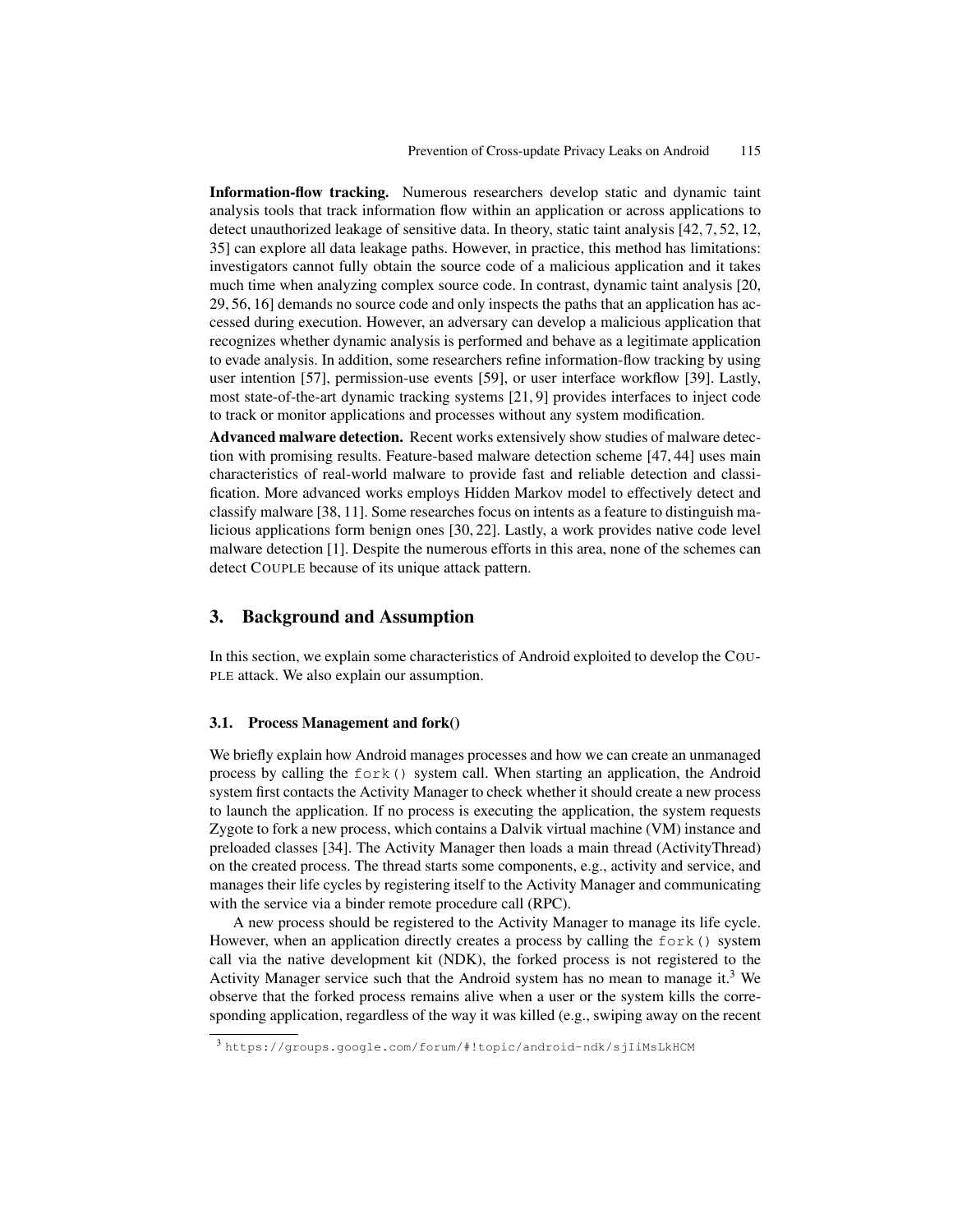**Information-flow tracking.** Numerous researchers develop static and dynamic taint analysis tools that track information flow within an application or across applications to detect unauthorized leakage of sensitive data. In theory, static taint analysis [42, 7, 52, 12, 35] can explore all data leakage paths. However, in practice, this method has limitations: investigators cannot fully obtain the source code of a malicious application and it takes much time when analyzing complex source code. In contrast, dynamic taint analysis [20, 29, 56, 16] demands no source code and only inspects the paths that an application has accessed during execution. However, an adversary can develop a malicious application that recognizes whether dynamic analysis is performed and behave as a legitimate application to evade analysis. In addition, some researchers refine information-flow tracking by using user intention [57], permission-use events [59], or user interface workflow [39]. Lastly, most state-of-the-art dynamic tracking systems [21, 9] provides interfaces to inject code to track or monitor applications and processes without any system modification.

**Advanced malware detection.** Recent works extensively show studies of malware detection with promising results. Feature-based malware detection scheme [47, 44] uses main characteristics of real-world malware to provide fast and reliable detection and classification. More advanced works employs Hidden Markov model to effectively detect and classify malware [38, 11]. Some researches focus on intents as a feature to distinguish malicious applications form benign ones [30, 22]. Lastly, a work provides native code level malware detection [1]. Despite the numerous efforts in this area, none of the schemes can detect COUPLE because of its unique attack pattern.

## 3. Background and Assumption

In this section, we explain some characteristics of Android exploited to develop the COUPLE attack. We also explain our assumption.

### 3.1. Process Management and fork()

We briefly explain how Android manages processes and how we can create an unmanaged process by calling the `fork()` system call. When starting an application, the Android system first contacts the Activity Manager to check whether it should create a new process to launch the application. If no process is executing the application, the system requests Zygote to fork a new process, which contains a Dalvik virtual machine (VM) instance and preloaded classes [34]. The Activity Manager then loads a main thread (ActivityThread) on the created process. The thread starts some components, e.g., activity and service, and manages their life cycles by registering itself to the Activity Manager and communicating with the service via a binder remote procedure call (RPC).

A new process should be registered to the Activity Manager to manage its life cycle. However, when an application directly creates a process by calling the `fork()` system call via the native development kit (NDK), the forked process is not registered to the Activity Manager service such that the Android system has no mean to manage it.[3] We observe that the forked process remains alive when a user or the system kills the corresponding application, regardless of the way it was killed (e.g., swiping away on the recent

[3] https://groups.google.com/forum/#!topic/android-ndk/sjIiMsLkHCM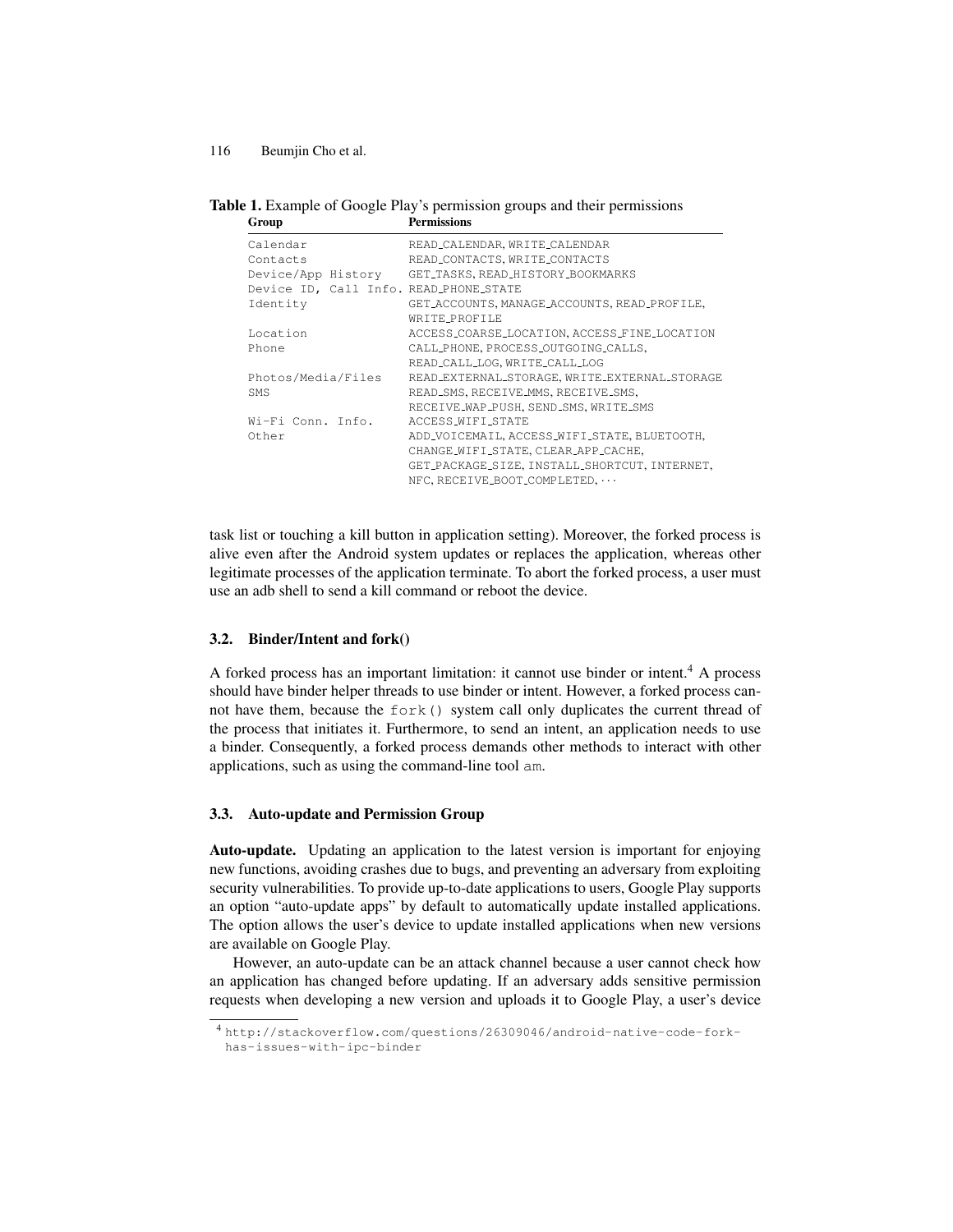**Table 1.** Example of Google Play's permission groups and their permissions

| Group | Permissions |
|---|---|
| Calendar | READ_CALENDAR, WRITE_CALENDAR |
| Contacts | READ_CONTACTS, WRITE_CONTACTS |
| Device/App History | GET_TASKS, READ_HISTORY_BOOKMARKS |
| Device ID, Call Info. | READ_PHONE_STATE |
| Identity | GET_ACCOUNTS, MANAGE_ACCOUNTS, READ_PROFILE, WRITE_PROFILE |
| Location | ACCESS_COARSE_LOCATION, ACCESS_FINE_LOCATION |
| Phone | CALL_PHONE, PROCESS_OUTGOING_CALLS, READ_CALL_LOG, WRITE_CALL_LOG |
| Photos/Media/Files | READ_EXTERNAL_STORAGE, WRITE_EXTERNAL_STORAGE |
| SMS | READ_SMS, RECEIVE_MMS, RECEIVE_SMS, RECEIVE_WAP_PUSH, SEND_SMS, WRITE_SMS |
| Wi-Fi Conn. Info. | ACCESS_WIFI_STATE |
| Other | ADD_VOICEMAIL, ACCESS_WIFI_STATE, BLUETOOTH, CHANGE_WIFI_STATE, CLEAR_APP_CACHE, GET_PACKAGE_SIZE, INSTALL_SHORTCUT, INTERNET, NFC, RECEIVE_BOOT_COMPLETED, ··· |

task list or touching a kill button in application setting). Moreover, the forked process is alive even after the Android system updates or replaces the application, whereas other legitimate processes of the application terminate. To abort the forked process, a user must use an adb shell to send a kill command or reboot the device.

### 3.2. Binder/Intent and fork()

A forked process has an important limitation: it cannot use binder or intent.[4] A process should have binder helper threads to use binder or intent. However, a forked process cannot have them, because the `fork()` system call only duplicates the current thread of the process that initiates it. Furthermore, to send an intent, an application needs to use a binder. Consequently, a forked process demands other methods to interact with other applications, such as using the command-line tool `am`.

### 3.3. Auto-update and Permission Group

**Auto-update.** Updating an application to the latest version is important for enjoying new functions, avoiding crashes due to bugs, and preventing an adversary from exploiting security vulnerabilities. To provide up-to-date applications to users, Google Play supports an option "auto-update apps" by default to automatically update installed applications. The option allows the user's device to update installed applications when new versions are available on Google Play.

However, an auto-update can be an attack channel because a user cannot check how an application has changed before updating. If an adversary adds sensitive permission requests when developing a new version and uploads it to Google Play, a user's device

[4] http://stackoverflow.com/questions/26309046/android-native-code-fork-has-issues-with-ipc-binder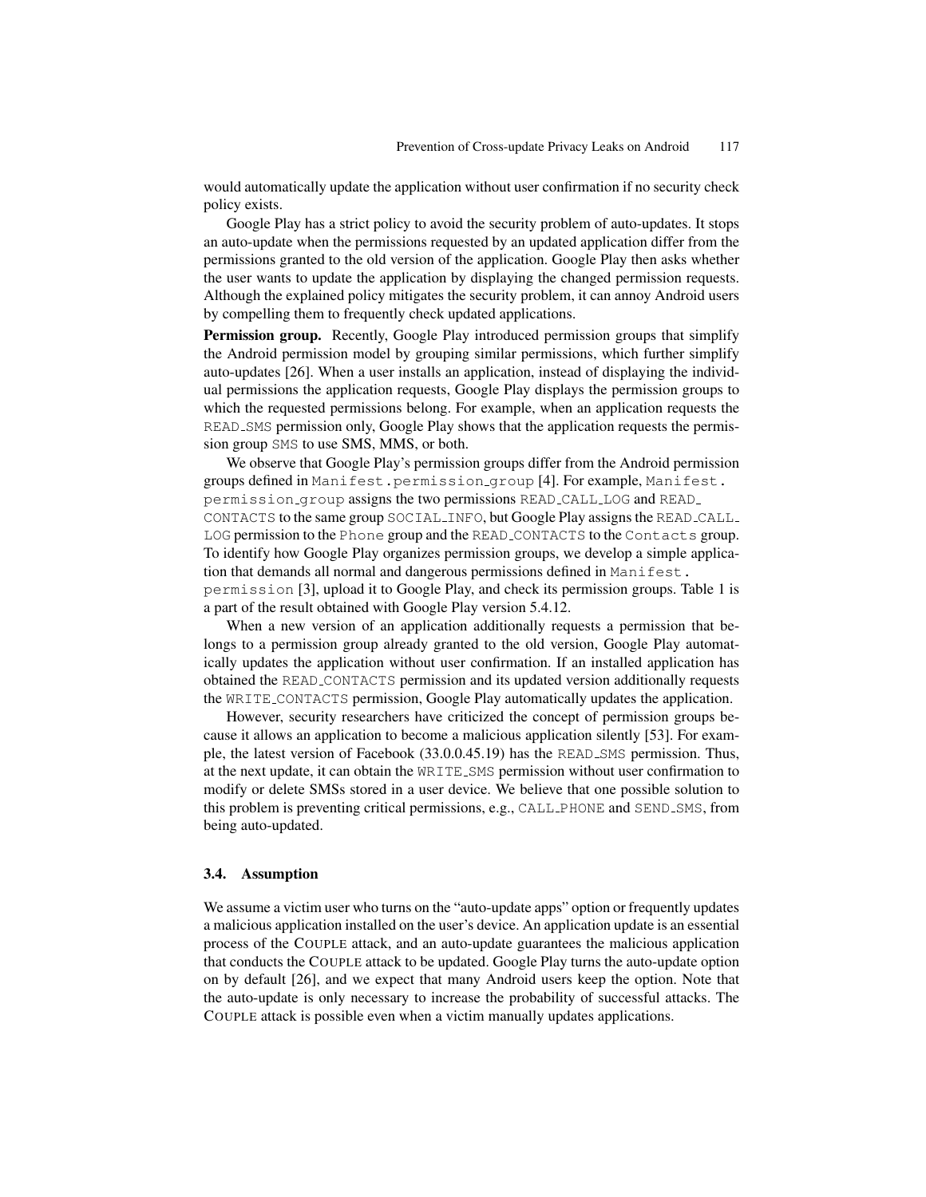would automatically update the application without user confirmation if no security check policy exists.

Google Play has a strict policy to avoid the security problem of auto-updates. It stops an auto-update when the permissions requested by an updated application differ from the permissions granted to the old version of the application. Google Play then asks whether the user wants to update the application by displaying the changed permission requests. Although the explained policy mitigates the security problem, it can annoy Android users by compelling them to frequently check updated applications.

**Permission group.** Recently, Google Play introduced permission groups that simplify the Android permission model by grouping similar permissions, which further simplify auto-updates [26]. When a user installs an application, instead of displaying the individual permissions the application requests, Google Play displays the permission groups to which the requested permissions belong. For example, when an application requests the `READ_SMS` permission only, Google Play shows that the application requests the permission group `SMS` to use SMS, MMS, or both.

We observe that Google Play's permission groups differ from the Android permission groups defined in `Manifest.permission_group` [4]. For example, `Manifest.permission_group` assigns the two permissions `READ_CALL_LOG` and `READ_CONTACTS` to the same group `SOCIAL_INFO`, but Google Play assigns the `READ_CALL_LOG` permission to the `Phone` group and the `READ_CONTACTS` to the `Contacts` group. To identify how Google Play organizes permission groups, we develop a simple application that demands all normal and dangerous permissions defined in `Manifest.permission` [3], upload it to Google Play, and check its permission groups. Table 1 is a part of the result obtained with Google Play version 5.4.12.

When a new version of an application additionally requests a permission that belongs to a permission group already granted to the old version, Google Play automatically updates the application without user confirmation. If an installed application has obtained the `READ_CONTACTS` permission and its updated version additionally requests the `WRITE_CONTACTS` permission, Google Play automatically updates the application.

However, security researchers have criticized the concept of permission groups because it allows an application to become a malicious application silently [53]. For example, the latest version of Facebook (33.0.0.45.19) has the `READ_SMS` permission. Thus, at the next update, it can obtain the `WRITE_SMS` permission without user confirmation to modify or delete SMSs stored in a user device. We believe that one possible solution to this problem is preventing critical permissions, e.g., `CALL_PHONE` and `SEND_SMS`, from being auto-updated.

### 3.4. Assumption

We assume a victim user who turns on the "auto-update apps" option or frequently updates a malicious application installed on the user's device. An application update is an essential process of the COUPLE attack, and an auto-update guarantees the malicious application that conducts the COUPLE attack to be updated. Google Play turns the auto-update option on by default [26], and we expect that many Android users keep the option. Note that the auto-update is only necessary to increase the probability of successful attacks. The COUPLE attack is possible even when a victim manually updates applications.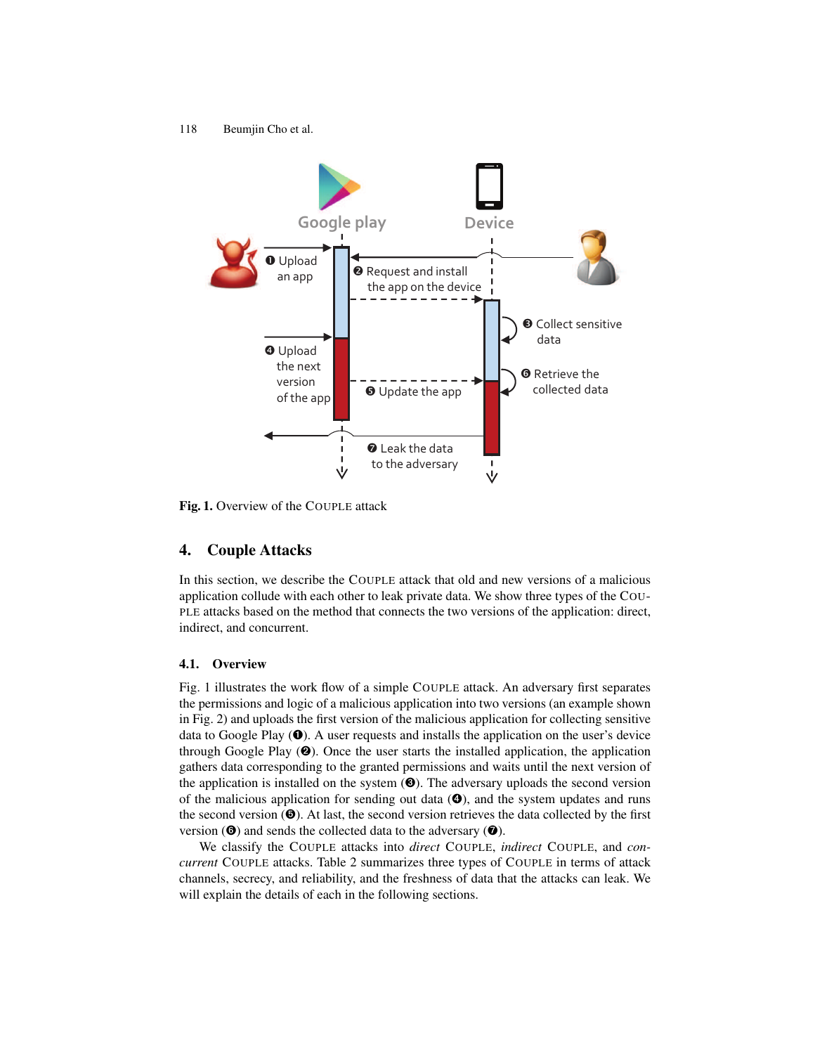Fig. 1. Overview of the COUPLE attack

## 4. Couple Attacks

In this section, we describe the COUPLE attack that old and new versions of a malicious application collude with each other to leak private data. We show three types of the COUPLE attacks based on the method that connects the two versions of the application: direct, indirect, and concurrent.

### 4.1. Overview

Fig. 1 illustrates the work flow of a simple COUPLE attack. An adversary first separates the permissions and logic of a malicious application into two versions (an example shown in Fig. 2) and uploads the first version of the malicious application for collecting sensitive data to Google Play (❶). A user requests and installs the application on the user's device through Google Play (❷). Once the user starts the installed application, the application gathers data corresponding to the granted permissions and waits until the next version of the application is installed on the system (❸). The adversary uploads the second version of the malicious application for sending out data (❹), and the system updates and runs the second version (❺). At last, the second version retrieves the data collected by the first version (❻) and sends the collected data to the adversary (❼).

We classify the COUPLE attacks into *direct* COUPLE, *indirect* COUPLE, and *concurrent* COUPLE attacks. Table 2 summarizes three types of COUPLE in terms of attack channels, secrecy, and reliability, and the freshness of data that the attacks can leak. We will explain the details of each in the following sections.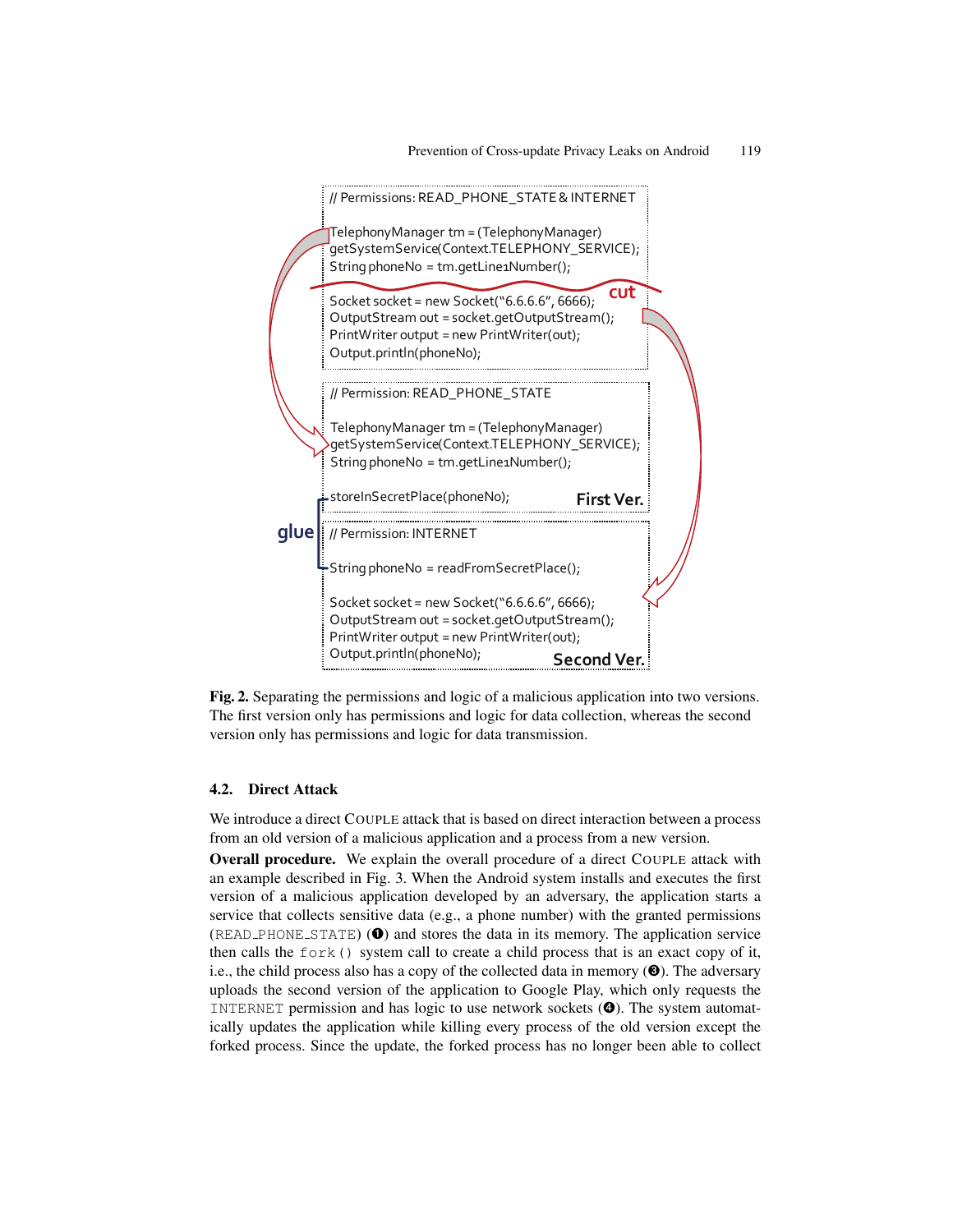```
// Permissions: READ_PHONE_STATE & INTERNET

TelephonyManager tm = (TelephonyManager)
getSystemService(Context.TELEPHONY_SERVICE);
String phoneNo = tm.getLine1Number();
-------------------------------------------- cut
Socket socket = new Socket("6.6.6.6", 6666);
OutputStream out = socket.getOutputStream();
PrintWriter output = new PrintWriter(out);
Output.println(phoneNo);
```

```
// Permission: READ_PHONE_STATE

TelephonyManager tm = (TelephonyManager)
getSystemService(Context.TELEPHONY_SERVICE);
String phoneNo = tm.getLine1Number();

storeInSecretPlace(phoneNo);                First Ver.
```

glue

```
// Permission: INTERNET

String phoneNo = readFromSecretPlace();

Socket socket = new Socket("6.6.6.6", 6666);
OutputStream out = socket.getOutputStream();
PrintWriter output = new PrintWriter(out);
Output.println(phoneNo);                    Second Ver.
```

**Fig. 2.** Separating the permissions and logic of a malicious application into two versions. The first version only has permissions and logic for data collection, whereas the second version only has permissions and logic for data transmission.

### 4.2. Direct Attack

We introduce a direct COUPLE attack that is based on direct interaction between a process from an old version of a malicious application and a process from a new version.

**Overall procedure.** We explain the overall procedure of a direct COUPLE attack with an example described in Fig. 3. When the Android system installs and executes the first version of a malicious application developed by an adversary, the application starts a service that collects sensitive data (e.g., a phone number) with the granted permissions (`READ_PHONE_STATE`) (❶) and stores the data in its memory. The application service then calls the `fork()` system call to create a child process that is an exact copy of it, i.e., the child process also has a copy of the collected data in memory (❸). The adversary uploads the second version of the application to Google Play, which only requests the `INTERNET` permission and has logic to use network sockets (❹). The system automatically updates the application while killing every process of the old version except the forked process. Since the update, the forked process has no longer been able to collect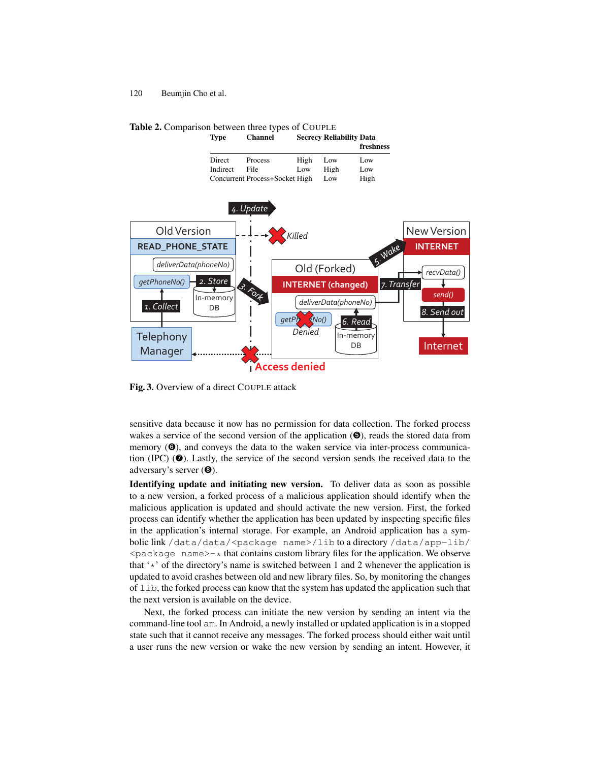**Table 2.** Comparison between three types of COUPLE

| Type | Channel | Secrecy | Reliability | Data freshness |
|---|---|---|---|---|
| Direct | Process | High | Low | Low |
| Indirect | File | Low | High | Low |
| Concurrent | Process+Socket | High | Low | High |

**Fig. 3.** Overview of a direct COUPLE attack

sensitive data because it now has no permission for data collection. The forked process wakes a service of the second version of the application (❺), reads the stored data from memory (❻), and conveys the data to the waken service via inter-process communication (IPC) (❼). Lastly, the service of the second version sends the received data to the adversary's server (❽).

**Identifying update and initiating new version.** To deliver data as soon as possible to a new version, a forked process of a malicious application should identify when the malicious application is updated and should activate the new version. First, the forked process can identify whether the application has been updated by inspecting specific files in the application's internal storage. For example, an Android application has a symbolic link `/data/data/<package name>/lib` to a directory `/data/app-lib/<package name>-*` that contains custom library files for the application. We observe that '*' of the directory's name is switched between 1 and 2 whenever the application is updated to avoid crashes between old and new library files. So, by monitoring the changes of `lib`, the forked process can know that the system has updated the application such that the next version is available on the device.

Next, the forked process can initiate the new version by sending an intent via the command-line tool `am`. In Android, a newly installed or updated application is in a stopped state such that it cannot receive any messages. The forked process should either wait until a user runs the new version or wake the new version by sending an intent. However, it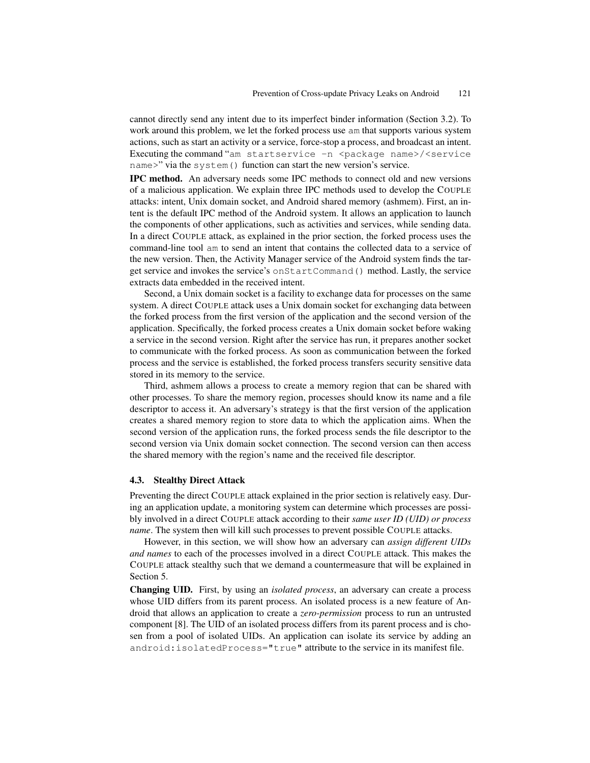cannot directly send any intent due to its imperfect binder information (Section 3.2). To work around this problem, we let the forked process use `am` that supports various system actions, such as start an activity or a service, force-stop a process, and broadcast an intent. Executing the command "`am startservice -n <package name>/<service name>`" via the `system()` function can start the new version's service.

**IPC method.** An adversary needs some IPC methods to connect old and new versions of a malicious application. We explain three IPC methods used to develop the COUPLE attacks: intent, Unix domain socket, and Android shared memory (ashmem). First, an intent is the default IPC method of the Android system. It allows an application to launch the components of other applications, such as activities and services, while sending data. In a direct COUPLE attack, as explained in the prior section, the forked process uses the command-line tool `am` to send an intent that contains the collected data to a service of the new version. Then, the Activity Manager service of the Android system finds the target service and invokes the service's `onStartCommand()` method. Lastly, the service extracts data embedded in the received intent.

Second, a Unix domain socket is a facility to exchange data for processes on the same system. A direct COUPLE attack uses a Unix domain socket for exchanging data between the forked process from the first version of the application and the second version of the application. Specifically, the forked process creates a Unix domain socket before waking a service in the second version. Right after the service has run, it prepares another socket to communicate with the forked process. As soon as communication between the forked process and the service is established, the forked process transfers security sensitive data stored in its memory to the service.

Third, ashmem allows a process to create a memory region that can be shared with other processes. To share the memory region, processes should know its name and a file descriptor to access it. An adversary's strategy is that the first version of the application creates a shared memory region to store data to which the application aims. When the second version of the application runs, the forked process sends the file descriptor to the second version via Unix domain socket connection. The second version can then access the shared memory with the region's name and the received file descriptor.

### 4.3. Stealthy Direct Attack

Preventing the direct COUPLE attack explained in the prior section is relatively easy. During an application update, a monitoring system can determine which processes are possibly involved in a direct COUPLE attack according to their *same user ID (UID) or process name*. The system then will kill such processes to prevent possible COUPLE attacks.

However, in this section, we will show how an adversary can *assign different UIDs and names* to each of the processes involved in a direct COUPLE attack. This makes the COUPLE attack stealthy such that we demand a countermeasure that will be explained in Section 5.

**Changing UID.** First, by using an *isolated process*, an adversary can create a process whose UID differs from its parent process. An isolated process is a new feature of Android that allows an application to create a *zero-permission* process to run an untrusted component [8]. The UID of an isolated process differs from its parent process and is chosen from a pool of isolated UIDs. An application can isolate its service by adding an `android:isolatedProcess="true"` attribute to the service in its manifest file.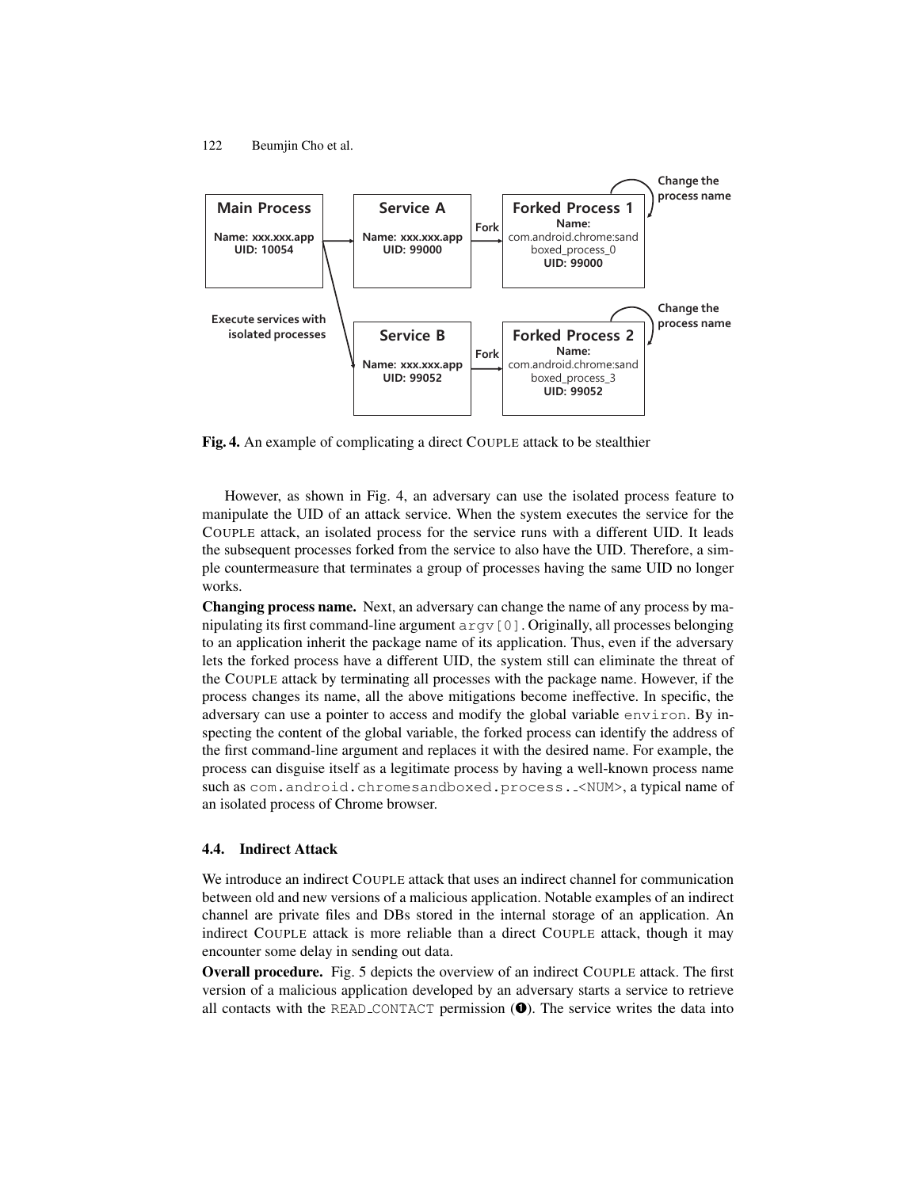**Fig. 4.** An example of complicating a direct COUPLE attack to be stealthier

However, as shown in Fig. 4, an adversary can use the isolated process feature to manipulate the UID of an attack service. When the system executes the service for the COUPLE attack, an isolated process for the service runs with a different UID. It leads the subsequent processes forked from the service to also have the UID. Therefore, a simple countermeasure that terminates a group of processes having the same UID no longer works.

**Changing process name.** Next, an adversary can change the name of any process by manipulating its first command-line argument `argv[0]`. Originally, all processes belonging to an application inherit the package name of its application. Thus, even if the adversary lets the forked process have a different UID, the system still can eliminate the threat of the COUPLE attack by terminating all processes with the package name. However, if the process changes its name, all the above mitigations become ineffective. In specific, the adversary can use a pointer to access and modify the global variable `environ`. By inspecting the content of the global variable, the forked process can identify the address of the first command-line argument and replaces it with the desired name. For example, the process can disguise itself as a legitimate process by having a well-known process name such as `com.android.chromesandboxed.process._<NUM>`, a typical name of an isolated process of Chrome browser.

### 4.4. Indirect Attack

We introduce an indirect COUPLE attack that uses an indirect channel for communication between old and new versions of a malicious application. Notable examples of an indirect channel are private files and DBs stored in the internal storage of an application. An indirect COUPLE attack is more reliable than a direct COUPLE attack, though it may encounter some delay in sending out data.

**Overall procedure.** Fig. 5 depicts the overview of an indirect COUPLE attack. The first version of a malicious application developed by an adversary starts a service to retrieve all contacts with the `READ_CONTACT` permission (❶). The service writes the data into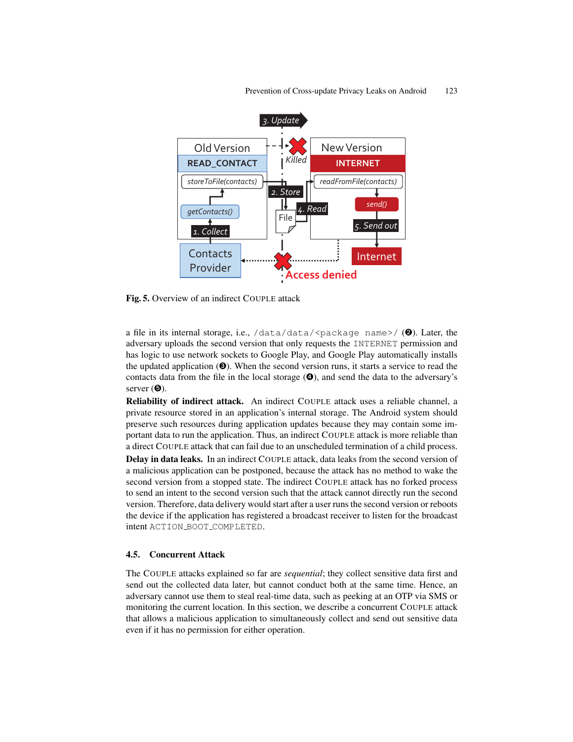**Fig. 5.** Overview of an indirect COUPLE attack

a file in its internal storage, i.e., `/data/data/<package name>/` (❷). Later, the adversary uploads the second version that only requests the `INTERNET` permission and has logic to use network sockets to Google Play, and Google Play automatically installs the updated application (❸). When the second version runs, it starts a service to read the contacts data from the file in the local storage (❹), and send the data to the adversary's server (❺).

**Reliability of indirect attack.** An indirect COUPLE attack uses a reliable channel, a private resource stored in an application's internal storage. The Android system should preserve such resources during application updates because they may contain some important data to run the application. Thus, an indirect COUPLE attack is more reliable than a direct COUPLE attack that can fail due to an unscheduled termination of a child process.

**Delay in data leaks.** In an indirect COUPLE attack, data leaks from the second version of a malicious application can be postponed, because the attack has no method to wake the second version from a stopped state. The indirect COUPLE attack has no forked process to send an intent to the second version such that the attack cannot directly run the second version. Therefore, data delivery would start after a user runs the second version or reboots the device if the application has registered a broadcast receiver to listen for the broadcast intent `ACTION_BOOT_COMPLETED`.

### 4.5. Concurrent Attack

The COUPLE attacks explained so far are *sequential*; they collect sensitive data first and send out the collected data later, but cannot conduct both at the same time. Hence, an adversary cannot use them to steal real-time data, such as peeking at an OTP via SMS or monitoring the current location. In this section, we describe a concurrent COUPLE attack that allows a malicious application to simultaneously collect and send out sensitive data even if it has no permission for either operation.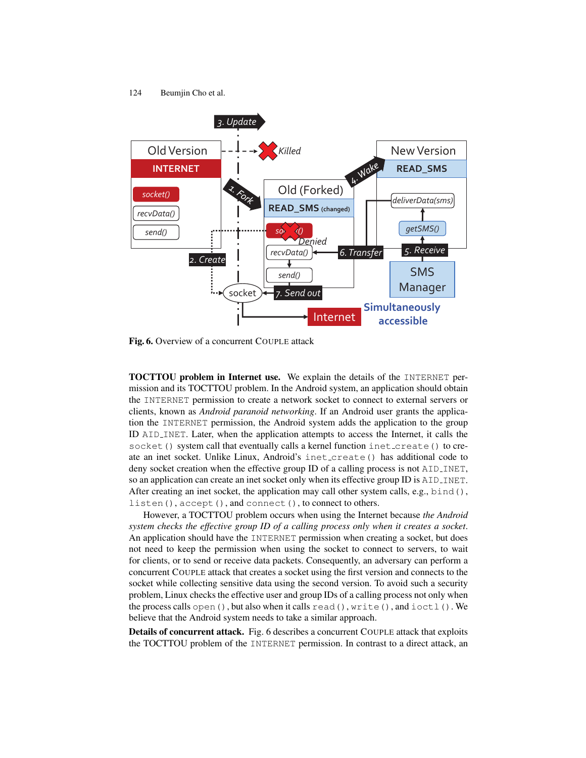**Fig. 6.** Overview of a concurrent COUPLE attack

**TOCTTOU problem in Internet use.** We explain the details of the `INTERNET` permission and its TOCTTOU problem. In the Android system, an application should obtain the `INTERNET` permission to create a network socket to connect to external servers or clients, known as *Android paranoid networking*. If an Android user grants the application the `INTERNET` permission, the Android system adds the application to the group ID `AID_INET`. Later, when the application attempts to access the Internet, it calls the `socket()` system call that eventually calls a kernel function `inet_create()` to create an inet socket. Unlike Linux, Android's `inet_create()` has additional code to deny socket creation when the effective group ID of a calling process is not `AID_INET`, so an application can create an inet socket only when its effective group ID is `AID_INET`. After creating an inet socket, the application may call other system calls, e.g., `bind()`, `listen()`, `accept()`, and `connect()`, to connect to others.

However, a TOCTTOU problem occurs when using the Internet because *the Android system checks the effective group ID of a calling process only when it creates a socket*. An application should have the `INTERNET` permission when creating a socket, but does not need to keep the permission when using the socket to connect to servers, to wait for clients, or to send or receive data packets. Consequently, an adversary can perform a concurrent COUPLE attack that creates a socket using the first version and connects to the socket while collecting sensitive data using the second version. To avoid such a security problem, Linux checks the effective user and group IDs of a calling process not only when the process calls `open()`, but also when it calls `read()`, `write()`, and `ioctl()`. We believe that the Android system needs to take a similar approach.

**Details of concurrent attack.** Fig. 6 describes a concurrent COUPLE attack that exploits the TOCTTOU problem of the `INTERNET` permission. In contrast to a direct attack, an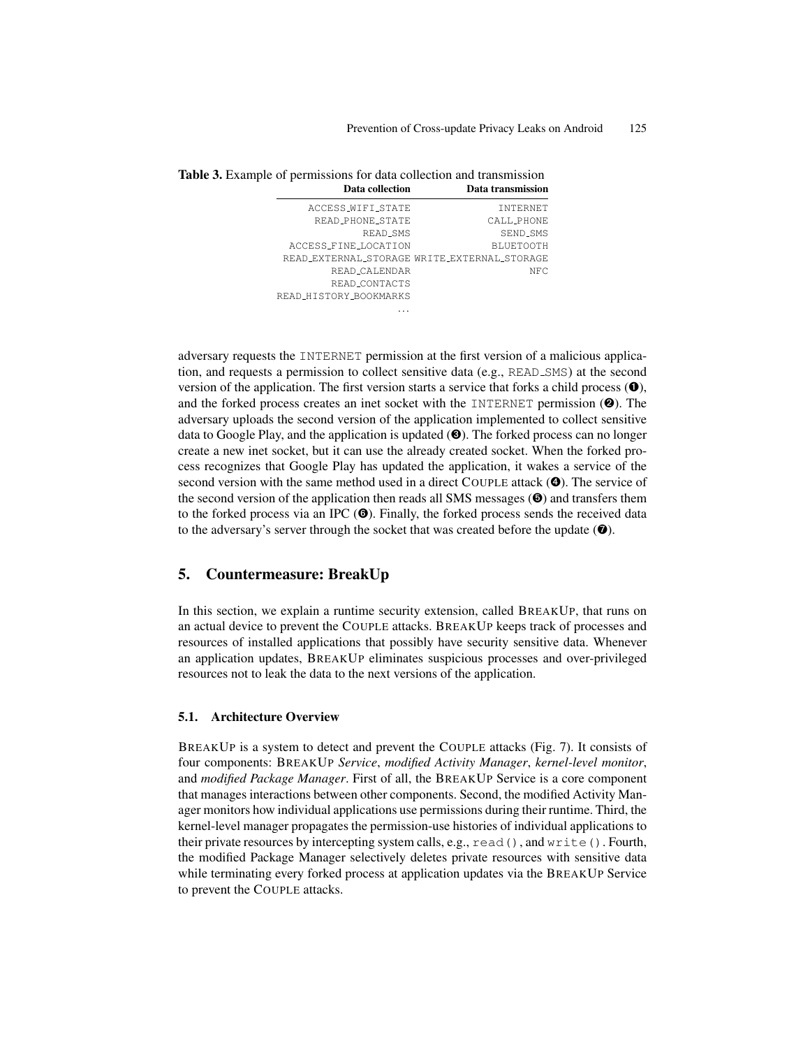**Table 3.** Example of permissions for data collection and transmission

| Data collection | Data transmission |
|---|---|
| ACCESS_WIFI_STATE | INTERNET |
| READ_PHONE_STATE | CALL_PHONE |
| READ_SMS | SEND_SMS |
| ACCESS_FINE_LOCATION | BLUETOOTH |
| READ_EXTERNAL_STORAGE | WRITE_EXTERNAL_STORAGE |
| READ_CALENDAR | NFC |
| READ_CONTACTS | |
| READ_HISTORY_BOOKMARKS | |
| ... | |

adversary requests the INTERNET permission at the first version of a malicious application, and requests a permission to collect sensitive data (e.g., READ_SMS) at the second version of the application. The first version starts a service that forks a child process (❶), and the forked process creates an inet socket with the INTERNET permission (❷). The adversary uploads the second version of the application implemented to collect sensitive data to Google Play, and the application is updated (❸). The forked process can no longer create a new inet socket, but it can use the already created socket. When the forked process recognizes that Google Play has updated the application, it wakes a service of the second version with the same method used in a direct COUPLE attack (❹). The service of the second version of the application then reads all SMS messages (❺) and transfers them to the forked process via an IPC (❻). Finally, the forked process sends the received data to the adversary's server through the socket that was created before the update (❼).

## 5. Countermeasure: BreakUp

In this section, we explain a runtime security extension, called BREAKUP, that runs on an actual device to prevent the COUPLE attacks. BREAKUP keeps track of processes and resources of installed applications that possibly have security sensitive data. Whenever an application updates, BREAKUP eliminates suspicious processes and over-privileged resources not to leak the data to the next versions of the application.

### 5.1. Architecture Overview

BREAKUP is a system to detect and prevent the COUPLE attacks (Fig. 7). It consists of four components: BREAKUP *Service*, *modified Activity Manager*, *kernel-level monitor*, and *modified Package Manager*. First of all, the BREAKUP Service is a core component that manages interactions between other components. Second, the modified Activity Manager monitors how individual applications use permissions during their runtime. Third, the kernel-level manager propagates the permission-use histories of individual applications to their private resources by intercepting system calls, e.g., read(), and write(). Fourth, the modified Package Manager selectively deletes private resources with sensitive data while terminating every forked process at application updates via the BREAKUP Service to prevent the COUPLE attacks.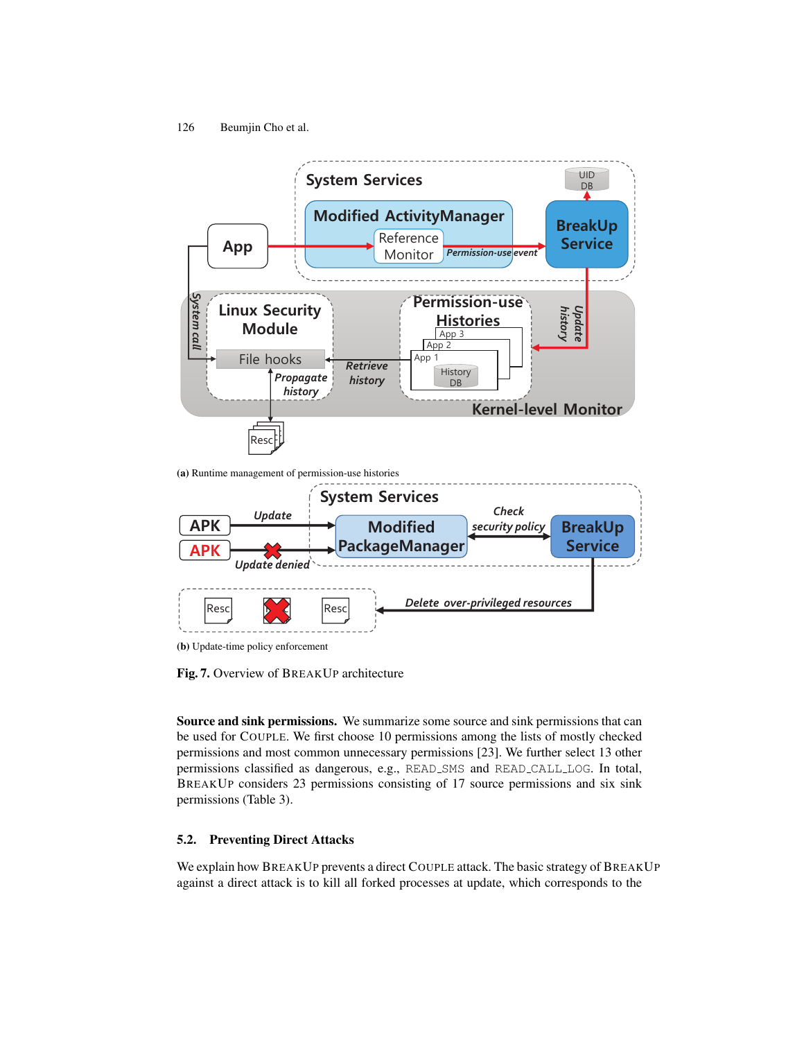(a) Runtime management of permission-use histories

(b) Update-time policy enforcement

**Fig. 7.** Overview of BreakUp architecture

**Source and sink permissions.** We summarize some source and sink permissions that can be used for Couple. We first choose 10 permissions among the lists of mostly checked permissions and most common unnecessary permissions [23]. We further select 13 other permissions classified as dangerous, e.g., READ_SMS and READ_CALL_LOG. In total, BreakUp considers 23 permissions consisting of 17 source permissions and six sink permissions (Table 3).

### 5.2. Preventing Direct Attacks

We explain how BreakUp prevents a direct Couple attack. The basic strategy of BreakUp against a direct attack is to kill all forked processes at update, which corresponds to the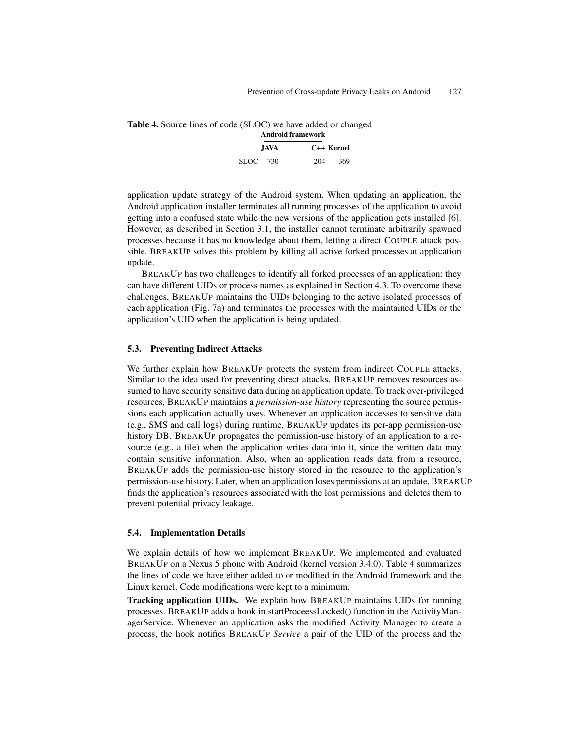**Table 4.** Source lines of code (SLOC) we have added or changed

| | Android framework | | |
|---|---|---|---|
| | **JAVA** | **C++** | **Kernel** |
| SLOC | 730 | 204 | 369 |

application update strategy of the Android system. When updating an application, the Android application installer terminates all running processes of the application to avoid getting into a confused state while the new versions of the application gets installed [6]. However, as described in Section 3.1, the installer cannot terminate arbitrarily spawned processes because it has no knowledge about them, letting a direct COUPLE attack possible. BREAKUP solves this problem by killing all active forked processes at application update.

BREAKUP has two challenges to identify all forked processes of an application: they can have different UIDs or process names as explained in Section 4.3. To overcome these challenges, BREAKUP maintains the UIDs belonging to the active isolated processes of each application (Fig. 7a) and terminates the processes with the maintained UIDs or the application's UID when the application is being updated.

### 5.3. Preventing Indirect Attacks

We further explain how BREAKUP protects the system from indirect COUPLE attacks. Similar to the idea used for preventing direct attacks, BREAKUP removes resources assumed to have security sensitive data during an application update. To track over-privileged resources, BREAKUP maintains a *permission-use history* representing the source permissions each application actually uses. Whenever an application accesses to sensitive data (e.g., SMS and call logs) during runtime, BREAKUP updates its per-app permission-use history DB. BREAKUP propagates the permission-use history of an application to a resource (e.g., a file) when the application writes data into it, since the written data may contain sensitive information. Also, when an application reads data from a resource, BREAKUP adds the permission-use history stored in the resource to the application's permission-use history. Later, when an application loses permissions at an update, BREAKUP finds the application's resources associated with the lost permissions and deletes them to prevent potential privacy leakage.

### 5.4. Implementation Details

We explain details of how we implement BREAKUP. We implemented and evaluated BREAKUP on a Nexus 5 phone with Android (kernel version 3.4.0). Table 4 summarizes the lines of code we have either added to or modified in the Android framework and the Linux kernel. Code modifications were kept to a minimum.

**Tracking application UIDs.** We explain how BREAKUP maintains UIDs for running processes. BREAKUP adds a hook in startProceessLocked() function in the ActivityManagerService. Whenever an application asks the modified Activity Manager to create a process, the hook notifies BREAKUP *Service* a pair of the UID of the process and the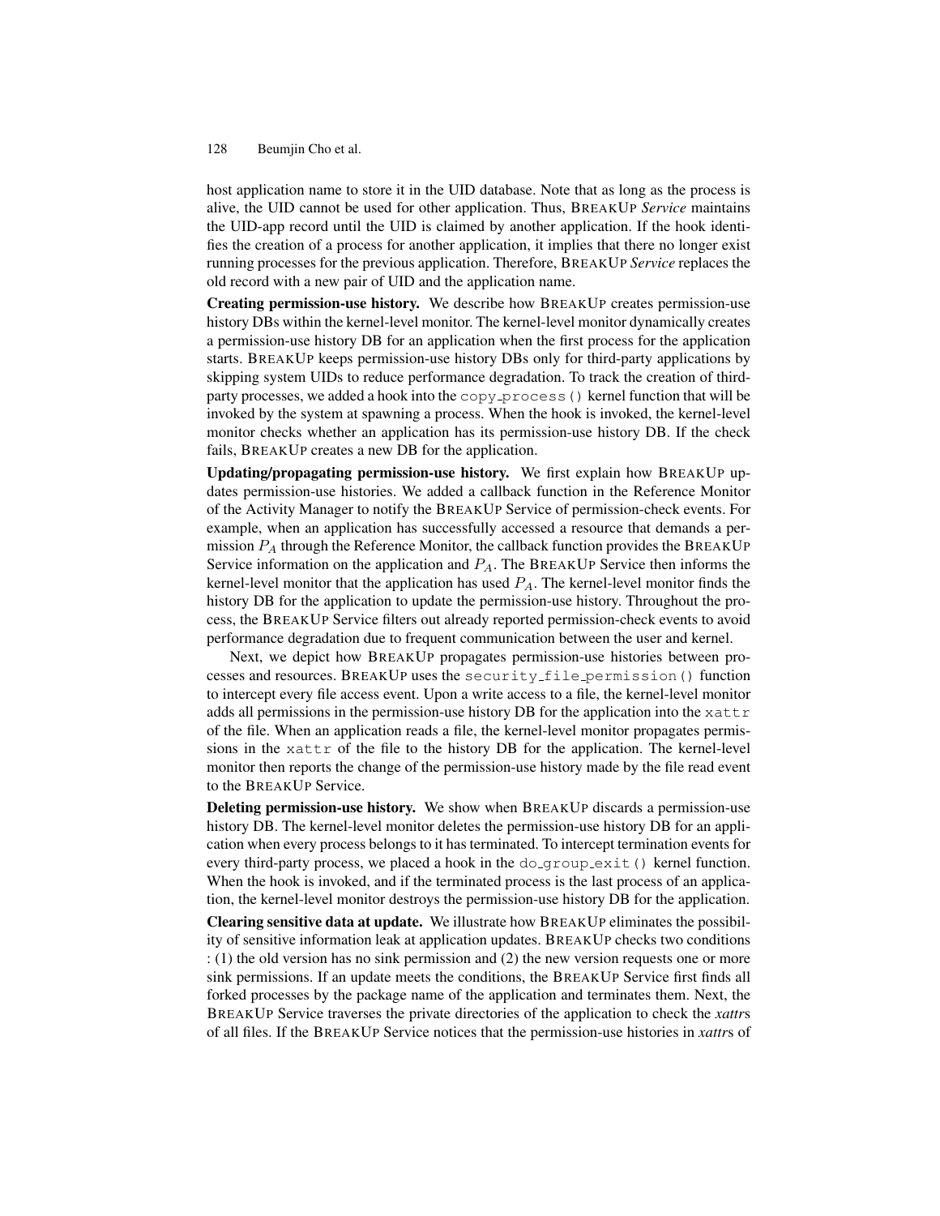host application name to store it in the UID database. Note that as long as the process is alive, the UID cannot be used for other application. Thus, BREAKUP *Service* maintains the UID-app record until the UID is claimed by another application. If the hook identifies the creation of a process for another application, it implies that there no longer exist running processes for the previous application. Therefore, BREAKUP *Service* replaces the old record with a new pair of UID and the application name.

**Creating permission-use history.** We describe how BREAKUP creates permission-use history DBs within the kernel-level monitor. The kernel-level monitor dynamically creates a permission-use history DB for an application when the first process for the application starts. BREAKUP keeps permission-use history DBs only for third-party applications by skipping system UIDs to reduce performance degradation. To track the creation of third-party processes, we added a hook into the `copy_process()` kernel function that will be invoked by the system at spawning a process. When the hook is invoked, the kernel-level monitor checks whether an application has its permission-use history DB. If the check fails, BREAKUP creates a new DB for the application.

**Updating/propagating permission-use history.** We first explain how BREAKUP updates permission-use histories. We added a callback function in the Reference Monitor of the Activity Manager to notify the BREAKUP Service of permission-check events. For example, when an application has successfully accessed a resource that demands a permission $P_A$ through the Reference Monitor, the callback function provides the BREAKUP Service information on the application and $P_A$. The BREAKUP Service then informs the kernel-level monitor that the application has used $P_A$. The kernel-level monitor finds the history DB for the application to update the permission-use history. Throughout the process, the BREAKUP Service filters out already reported permission-check events to avoid performance degradation due to frequent communication between the user and kernel.

Next, we depict how BREAKUP propagates permission-use histories between processes and resources. BREAKUP uses the `security_file_permission()` function to intercept every file access event. Upon a write access to a file, the kernel-level monitor adds all permissions in the permission-use history DB for the application into the `xattr` of the file. When an application reads a file, the kernel-level monitor propagates permissions in the `xattr` of the file to the history DB for the application. The kernel-level monitor then reports the change of the permission-use history made by the file read event to the BREAKUP Service.

**Deleting permission-use history.** We show when BREAKUP discards a permission-use history DB. The kernel-level monitor deletes the permission-use history DB for an application when every process belongs to it has terminated. To intercept termination events for every third-party process, we placed a hook in the `do_group_exit()` kernel function. When the hook is invoked, and if the terminated process is the last process of an application, the kernel-level monitor destroys the permission-use history DB for the application.

**Clearing sensitive data at update.** We illustrate how BREAKUP eliminates the possibility of sensitive information leak at application updates. BREAKUP checks two conditions : (1) the old version has no sink permission and (2) the new version requests one or more sink permissions. If an update meets the conditions, the BREAKUP Service first finds all forked processes by the package name of the application and terminates them. Next, the BREAKUP Service traverses the private directories of the application to check the *xattr*s of all files. If the BREAKUP Service notices that the permission-use histories in *xattr*s of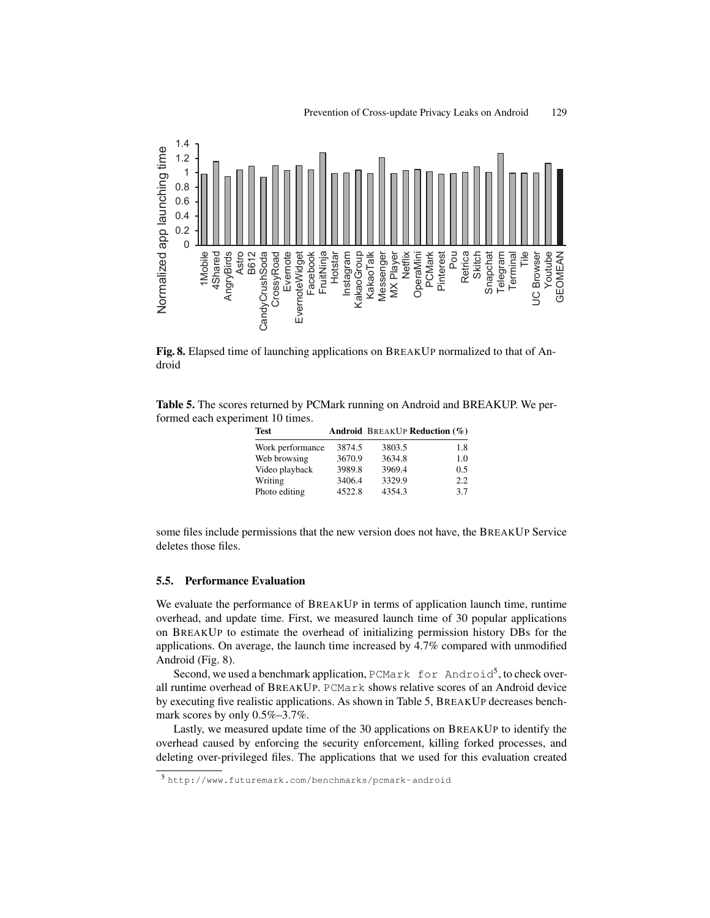Fig. 8. Elapsed time of launching applications on BREAKUP normalized to that of Android

Table 5. The scores returned by PCMark running on Android and BREAKUP. We performed each experiment 10 times.

| Test | Android | BREAKUP | Reduction (%) |
|---|---|---|---|
| Work performance | 3874.5 | 3803.5 | 1.8 |
| Web browsing | 3670.9 | 3634.8 | 1.0 |
| Video playback | 3989.8 | 3969.4 | 0.5 |
| Writing | 3406.4 | 3329.9 | 2.2 |
| Photo editing | 4522.8 | 4354.3 | 3.7 |

some files include permissions that the new version does not have, the BREAKUP Service deletes those files.

### 5.5. Performance Evaluation

We evaluate the performance of BREAKUP in terms of application launch time, runtime overhead, and update time. First, we measured launch time of 30 popular applications on BREAKUP to estimate the overhead of initializing permission history DBs for the applications. On average, the launch time increased by 4.7% compared with unmodified Android (Fig. 8).

Second, we used a benchmark application, `PCMark for Android`[5], to check overall runtime overhead of BREAKUP. `PCMark` shows relative scores of an Android device by executing five realistic applications. As shown in Table 5, BREAKUP decreases benchmark scores by only 0.5%–3.7%.

Lastly, we measured update time of the 30 applications on BREAKUP to identify the overhead caused by enforcing the security enforcement, killing forked processes, and deleting over-privileged files. The applications that we used for this evaluation created

[5] `http://www.futuremark.com/benchmarks/pcmark-android`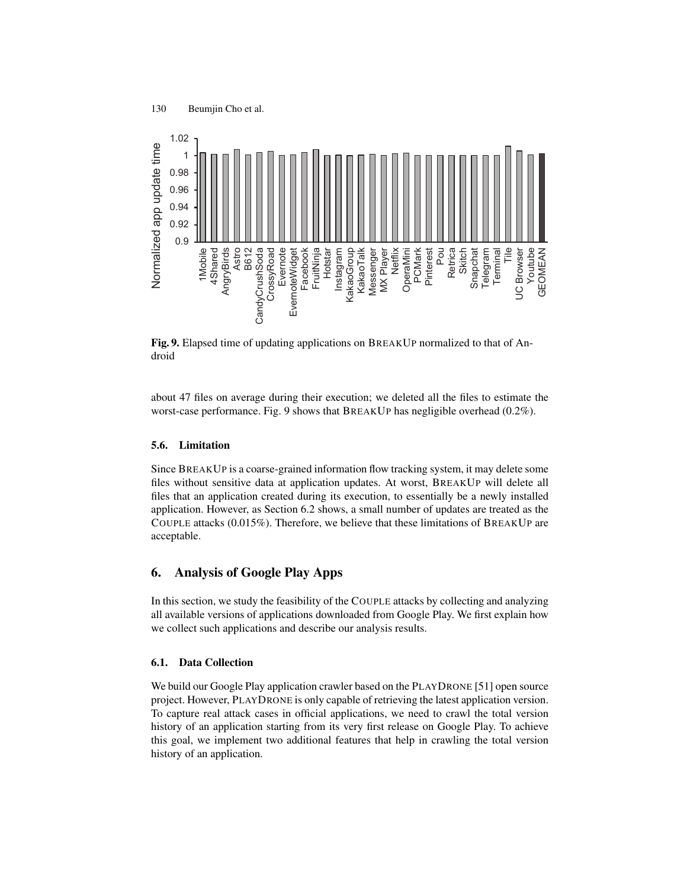Fig. 9. Elapsed time of updating applications on BREAKUP normalized to that of Android

about 47 files on average during their execution; we deleted all the files to estimate the worst-case performance. Fig. 9 shows that BREAKUP has negligible overhead (0.2%).

### 5.6. Limitation

Since BREAKUP is a coarse-grained information flow tracking system, it may delete some files without sensitive data at application updates. At worst, BREAKUP will delete all files that an application created during its execution, to essentially be a newly installed application. However, as Section 6.2 shows, a small number of updates are treated as the COUPLE attacks (0.015%). Therefore, we believe that these limitations of BREAKUP are acceptable.

## 6. Analysis of Google Play Apps

In this section, we study the feasibility of the COUPLE attacks by collecting and analyzing all available versions of applications downloaded from Google Play. We first explain how we collect such applications and describe our analysis results.

### 6.1. Data Collection

We build our Google Play application crawler based on the PLAYDRONE [51] open source project. However, PLAYDRONE is only capable of retrieving the latest application version. To capture real attack cases in official applications, we need to crawl the total version history of an application starting from its very first release on Google Play. To achieve this goal, we implement two additional features that help in crawling the total version history of an application.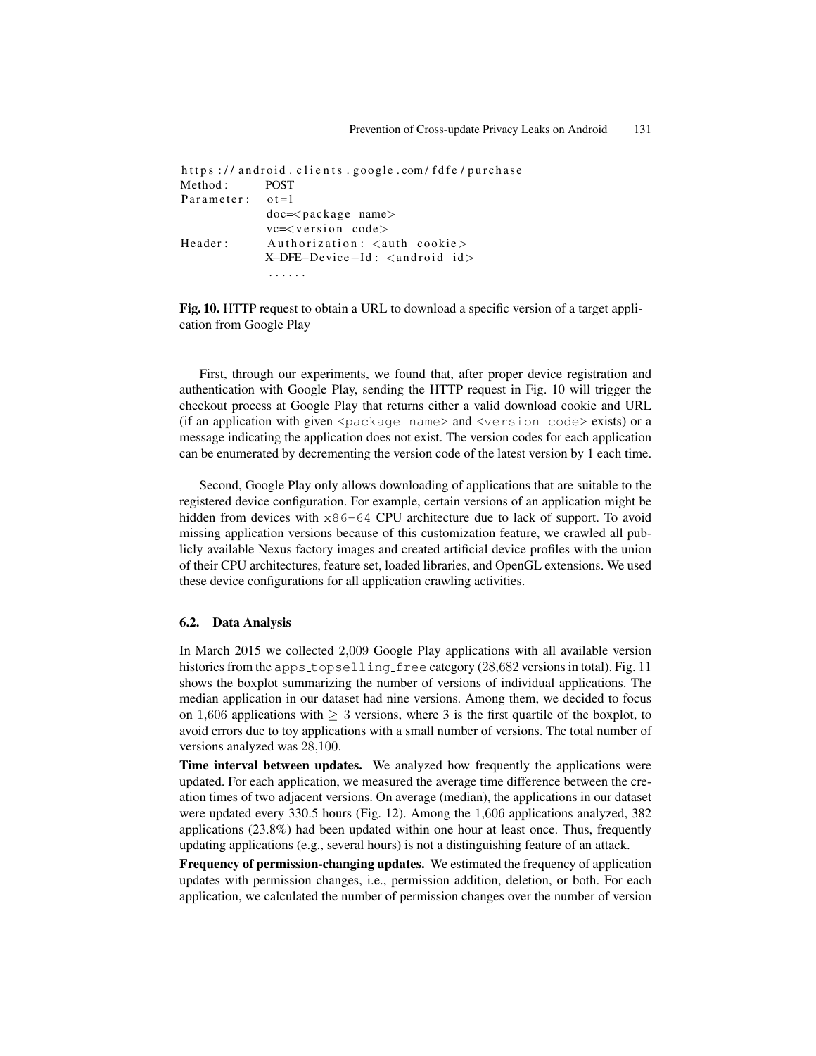```
https://android.clients.google.com/fdfe/purchase
Method:      POST
Parameter:   ot=1
             doc=<package name>
             vc=<version code>
Header:      Authorization: <auth cookie>
             X-DFE-Device-Id: <android id>
             ......
```

**Fig. 10.** HTTP request to obtain a URL to download a specific version of a target application from Google Play

First, through our experiments, we found that, after proper device registration and authentication with Google Play, sending the HTTP request in Fig. 10 will trigger the checkout process at Google Play that returns either a valid download cookie and URL (if an application with given `<package name>` and `<version code>` exists) or a message indicating the application does not exist. The version codes for each application can be enumerated by decrementing the version code of the latest version by 1 each time.

Second, Google Play only allows downloading of applications that are suitable to the registered device configuration. For example, certain versions of an application might be hidden from devices with `x86-64` CPU architecture due to lack of support. To avoid missing application versions because of this customization feature, we crawled all publicly available Nexus factory images and created artificial device profiles with the union of their CPU architectures, feature set, loaded libraries, and OpenGL extensions. We used these device configurations for all application crawling activities.

### 6.2. Data Analysis

In March 2015 we collected 2,009 Google Play applications with all available version histories from the `apps_topselling_free` category (28,682 versions in total). Fig. 11 shows the boxplot summarizing the number of versions of individual applications. The median application in our dataset had nine versions. Among them, we decided to focus on 1,606 applications with $\geq 3$ versions, where 3 is the first quartile of the boxplot, to avoid errors due to toy applications with a small number of versions. The total number of versions analyzed was 28,100.

**Time interval between updates.** We analyzed how frequently the applications were updated. For each application, we measured the average time difference between the creation times of two adjacent versions. On average (median), the applications in our dataset were updated every 330.5 hours (Fig. 12). Among the 1,606 applications analyzed, 382 applications (23.8%) had been updated within one hour at least once. Thus, frequently updating applications (e.g., several hours) is not a distinguishing feature of an attack.

**Frequency of permission-changing updates.** We estimated the frequency of application updates with permission changes, i.e., permission addition, deletion, or both. For each application, we calculated the number of permission changes over the number of version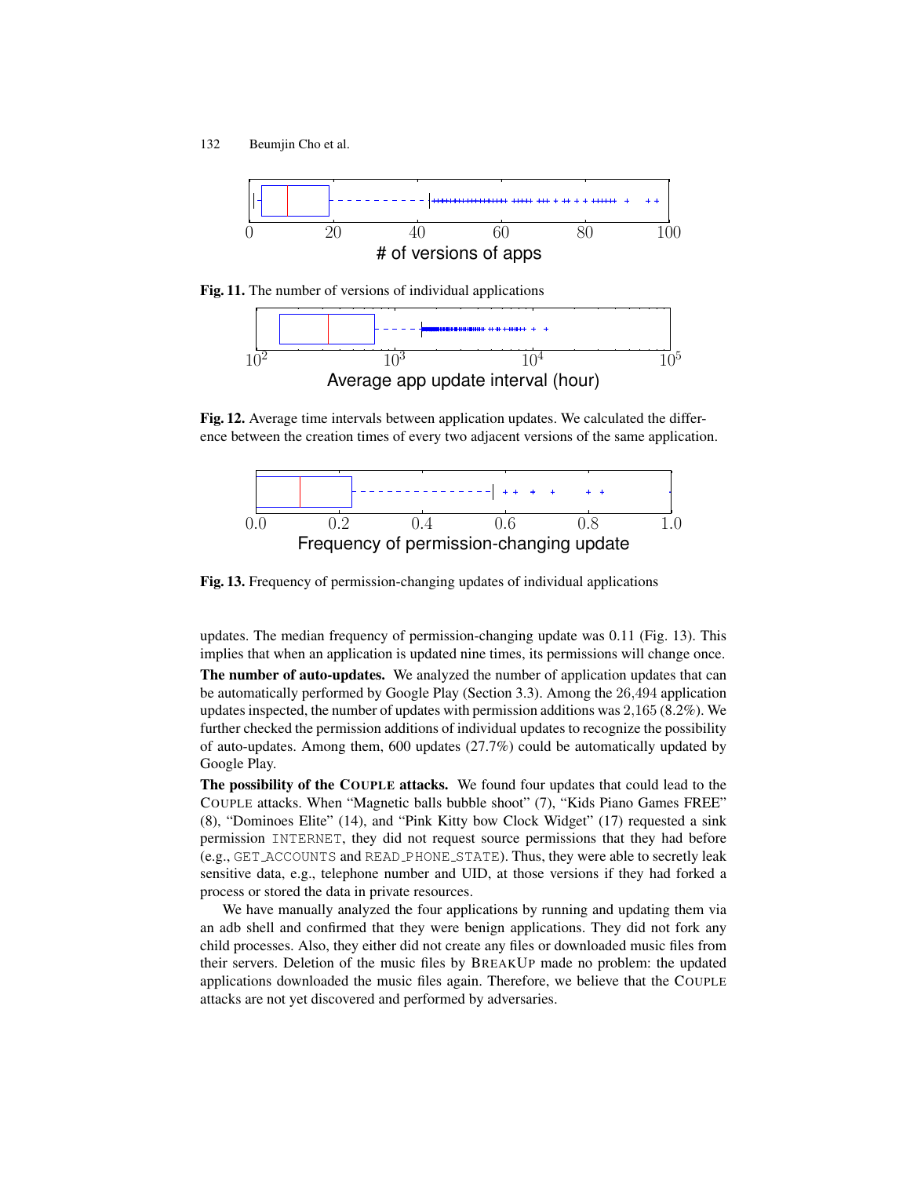Fig. 11. The number of versions of individual applications

Fig. 12. Average time intervals between application updates. We calculated the difference between the creation times of every two adjacent versions of the same application.

Fig. 13. Frequency of permission-changing updates of individual applications

updates. The median frequency of permission-changing update was 0.11 (Fig. 13). This implies that when an application is updated nine times, its permissions will change once.

**The number of auto-updates.** We analyzed the number of application updates that can be automatically performed by Google Play (Section 3.3). Among the 26,494 application updates inspected, the number of updates with permission additions was 2,165 (8.2%). We further checked the permission additions of individual updates to recognize the possibility of auto-updates. Among them, 600 updates (27.7%) could be automatically updated by Google Play.

**The possibility of the COUPLE attacks.** We found four updates that could lead to the COUPLE attacks. When "Magnetic balls bubble shoot" (7), "Kids Piano Games FREE" (8), "Dominoes Elite" (14), and "Pink Kitty bow Clock Widget" (17) requested a sink permission `INTERNET`, they did not request source permissions that they had before (e.g., `GET_ACCOUNTS` and `READ_PHONE_STATE`). Thus, they were able to secretly leak sensitive data, e.g., telephone number and UID, at those versions if they had forked a process or stored the data in private resources.

We have manually analyzed the four applications by running and updating them via an adb shell and confirmed that they were benign applications. They did not fork any child processes. Also, they either did not create any files or downloaded music files from their servers. Deletion of the music files by BREAKUP made no problem: the updated applications downloaded the music files again. Therefore, we believe that the COUPLE attacks are not yet discovered and performed by adversaries.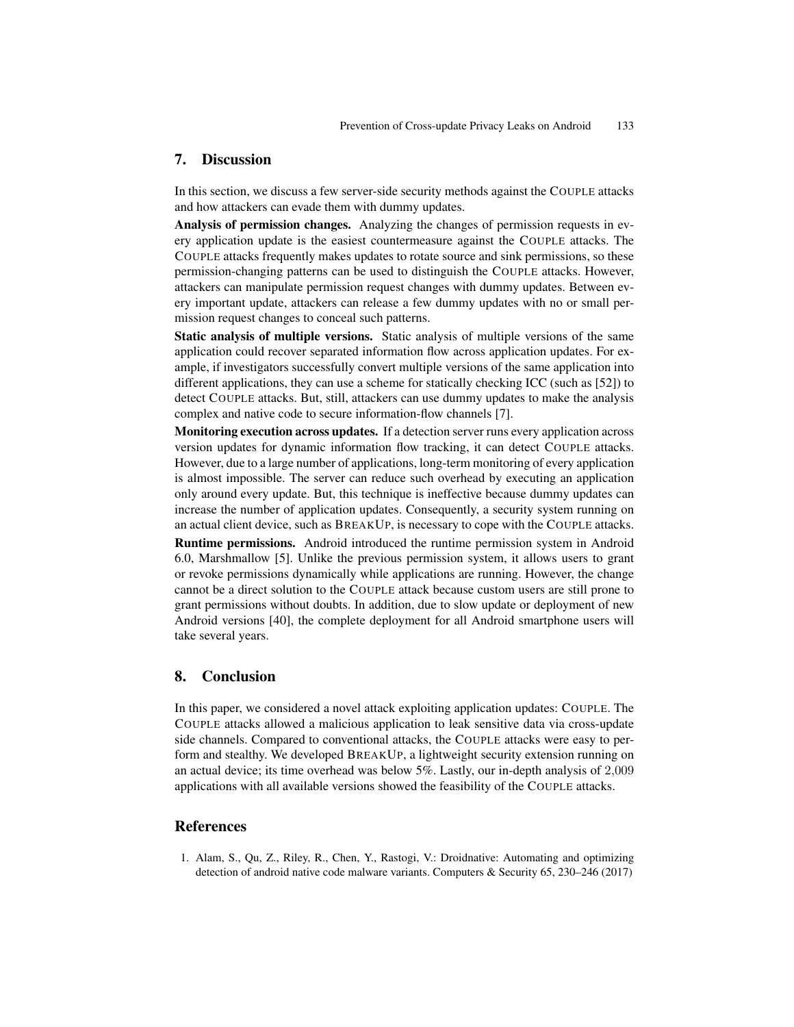## 7. Discussion

In this section, we discuss a few server-side security methods against the COUPLE attacks and how attackers can evade them with dummy updates.

**Analysis of permission changes.** Analyzing the changes of permission requests in every application update is the easiest countermeasure against the COUPLE attacks. The COUPLE attacks frequently makes updates to rotate source and sink permissions, so these permission-changing patterns can be used to distinguish the COUPLE attacks. However, attackers can manipulate permission request changes with dummy updates. Between every important update, attackers can release a few dummy updates with no or small permission request changes to conceal such patterns.

**Static analysis of multiple versions.** Static analysis of multiple versions of the same application could recover separated information flow across application updates. For example, if investigators successfully convert multiple versions of the same application into different applications, they can use a scheme for statically checking ICC (such as [52]) to detect COUPLE attacks. But, still, attackers can use dummy updates to make the analysis complex and native code to secure information-flow channels [7].

**Monitoring execution across updates.** If a detection server runs every application across version updates for dynamic information flow tracking, it can detect COUPLE attacks. However, due to a large number of applications, long-term monitoring of every application is almost impossible. The server can reduce such overhead by executing an application only around every update. But, this technique is ineffective because dummy updates can increase the number of application updates. Consequently, a security system running on an actual client device, such as BREAKUP, is necessary to cope with the COUPLE attacks.

**Runtime permissions.** Android introduced the runtime permission system in Android 6.0, Marshmallow [5]. Unlike the previous permission system, it allows users to grant or revoke permissions dynamically while applications are running. However, the change cannot be a direct solution to the COUPLE attack because custom users are still prone to grant permissions without doubts. In addition, due to slow update or deployment of new Android versions [40], the complete deployment for all Android smartphone users will take several years.

## 8. Conclusion

In this paper, we considered a novel attack exploiting application updates: COUPLE. The COUPLE attacks allowed a malicious application to leak sensitive data via cross-update side channels. Compared to conventional attacks, the COUPLE attacks were easy to perform and stealthy. We developed BREAKUP, a lightweight security extension running on an actual device; its time overhead was below 5%. Lastly, our in-depth analysis of 2,009 applications with all available versions showed the feasibility of the COUPLE attacks.

## References

1. Alam, S., Qu, Z., Riley, R., Chen, Y., Rastogi, V.: Droidnative: Automating and optimizing detection of android native code malware variants. Computers & Security 65, 230–246 (2017)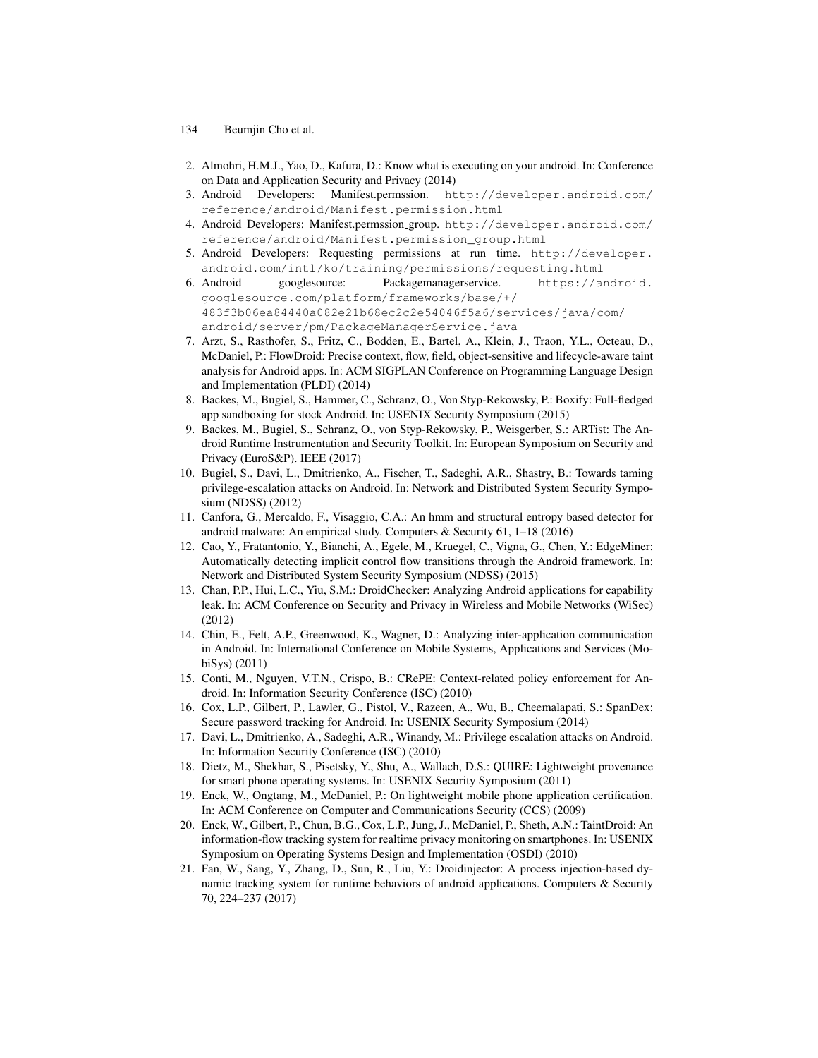2. Almohri, H.M.J., Yao, D., Kafura, D.: Know what is executing on your android. In: Conference on Data and Application Security and Privacy (2014)
3. Android Developers: Manifest.permssion. http://developer.android.com/reference/android/Manifest.permission.html
4. Android Developers: Manifest.permssion_group. http://developer.android.com/reference/android/Manifest.permission_group.html
5. Android Developers: Requesting permissions at run time. http://developer.android.com/intl/ko/training/permissions/requesting.html
6. Android googlesource: Packagemanagerservice. https://android.googlesource.com/platform/frameworks/base/+/483f3b06ea84440a082e21b68ec2c2e54046f5a6/services/java/com/android/server/pm/PackageManagerService.java
7. Arzt, S., Rasthofer, S., Fritz, C., Bodden, E., Bartel, A., Klein, J., Traon, Y.L., Octeau, D., McDaniel, P.: FlowDroid: Precise context, flow, field, object-sensitive and lifecycle-aware taint analysis for Android apps. In: ACM SIGPLAN Conference on Programming Language Design and Implementation (PLDI) (2014)
8. Backes, M., Bugiel, S., Hammer, C., Schranz, O., Von Styp-Rekowsky, P.: Boxify: Full-fledged app sandboxing for stock Android. In: USENIX Security Symposium (2015)
9. Backes, M., Bugiel, S., Schranz, O., von Styp-Rekowsky, P., Weisgerber, S.: ARTist: The Android Runtime Instrumentation and Security Toolkit. In: European Symposium on Security and Privacy (EuroS&P). IEEE (2017)
10. Bugiel, S., Davi, L., Dmitrienko, A., Fischer, T., Sadeghi, A.R., Shastry, B.: Towards taming privilege-escalation attacks on Android. In: Network and Distributed System Security Symposium (NDSS) (2012)
11. Canfora, G., Mercaldo, F., Visaggio, C.A.: An hmm and structural entropy based detector for android malware: An empirical study. Computers & Security 61, 1–18 (2016)
12. Cao, Y., Fratantonio, Y., Bianchi, A., Egele, M., Kruegel, C., Vigna, G., Chen, Y.: EdgeMiner: Automatically detecting implicit control flow transitions through the Android framework. In: Network and Distributed System Security Symposium (NDSS) (2015)
13. Chan, P.P., Hui, L.C., Yiu, S.M.: DroidChecker: Analyzing Android applications for capability leak. In: ACM Conference on Security and Privacy in Wireless and Mobile Networks (WiSec) (2012)
14. Chin, E., Felt, A.P., Greenwood, K., Wagner, D.: Analyzing inter-application communication in Android. In: International Conference on Mobile Systems, Applications and Services (MobiSys) (2011)
15. Conti, M., Nguyen, V.T.N., Crispo, B.: CRePE: Context-related policy enforcement for Android. In: Information Security Conference (ISC) (2010)
16. Cox, L.P., Gilbert, P., Lawler, G., Pistol, V., Razeen, A., Wu, B., Cheemalapati, S.: SpanDex: Secure password tracking for Android. In: USENIX Security Symposium (2014)
17. Davi, L., Dmitrienko, A., Sadeghi, A.R., Winandy, M.: Privilege escalation attacks on Android. In: Information Security Conference (ISC) (2010)
18. Dietz, M., Shekhar, S., Pisetsky, Y., Shu, A., Wallach, D.S.: QUIRE: Lightweight provenance for smart phone operating systems. In: USENIX Security Symposium (2011)
19. Enck, W., Ongtang, M., McDaniel, P.: On lightweight mobile phone application certification. In: ACM Conference on Computer and Communications Security (CCS) (2009)
20. Enck, W., Gilbert, P., Chun, B.G., Cox, L.P., Jung, J., McDaniel, P., Sheth, A.N.: TaintDroid: An information-flow tracking system for realtime privacy monitoring on smartphones. In: USENIX Symposium on Operating Systems Design and Implementation (OSDI) (2010)
21. Fan, W., Sang, Y., Zhang, D., Sun, R., Liu, Y.: Droidinjector: A process injection-based dynamic tracking system for runtime behaviors of android applications. Computers & Security 70, 224–237 (2017)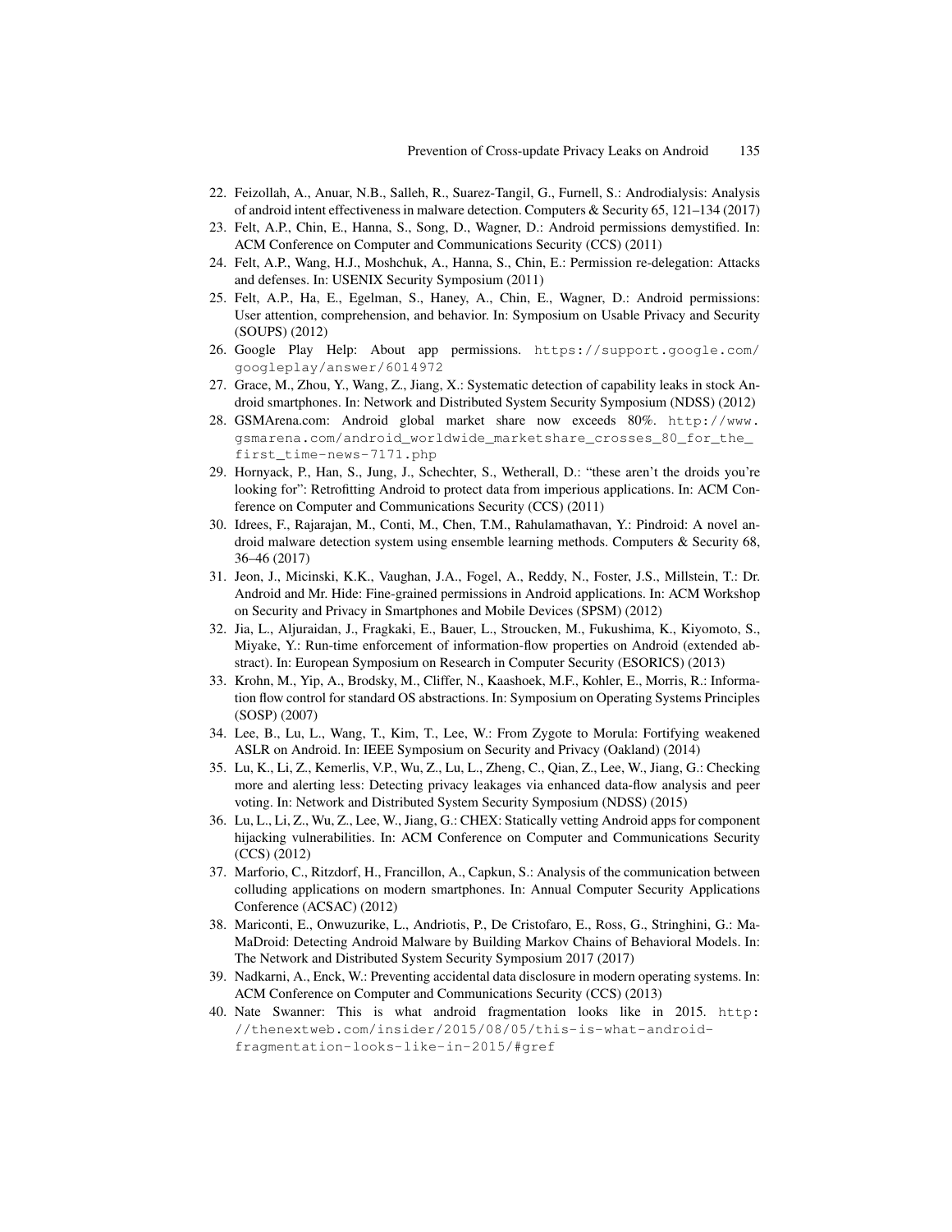22. Feizollah, A., Anuar, N.B., Salleh, R., Suarez-Tangil, G., Furnell, S.: Androdialysis: Analysis of android intent effectiveness in malware detection. Computers & Security 65, 121–134 (2017)
23. Felt, A.P., Chin, E., Hanna, S., Song, D., Wagner, D.: Android permissions demystified. In: ACM Conference on Computer and Communications Security (CCS) (2011)
24. Felt, A.P., Wang, H.J., Moshchuk, A., Hanna, S., Chin, E.: Permission re-delegation: Attacks and defenses. In: USENIX Security Symposium (2011)
25. Felt, A.P., Ha, E., Egelman, S., Haney, A., Chin, E., Wagner, D.: Android permissions: User attention, comprehension, and behavior. In: Symposium on Usable Privacy and Security (SOUPS) (2012)
26. Google Play Help: About app permissions. https://support.google.com/googleplay/answer/6014972
27. Grace, M., Zhou, Y., Wang, Z., Jiang, X.: Systematic detection of capability leaks in stock Android smartphones. In: Network and Distributed System Security Symposium (NDSS) (2012)
28. GSMArena.com: Android global market share now exceeds 80%. http://www.gsmarena.com/android_worldwide_marketshare_crosses_80_for_the_first_time-news-7171.php
29. Hornyack, P., Han, S., Jung, J., Schechter, S., Wetherall, D.: "these aren't the droids you're looking for": Retrofitting Android to protect data from imperious applications. In: ACM Conference on Computer and Communications Security (CCS) (2011)
30. Idrees, F., Rajarajan, M., Conti, M., Chen, T.M., Rahulamathavan, Y.: Pindroid: A novel android malware detection system using ensemble learning methods. Computers & Security 68, 36–46 (2017)
31. Jeon, J., Micinski, K.K., Vaughan, J.A., Fogel, A., Reddy, N., Foster, J.S., Millstein, T.: Dr. Android and Mr. Hide: Fine-grained permissions in Android applications. In: ACM Workshop on Security and Privacy in Smartphones and Mobile Devices (SPSM) (2012)
32. Jia, L., Aljuraidan, J., Fragkaki, E., Bauer, L., Stroucken, M., Fukushima, K., Kiyomoto, S., Miyake, Y.: Run-time enforcement of information-flow properties on Android (extended abstract). In: European Symposium on Research in Computer Security (ESORICS) (2013)
33. Krohn, M., Yip, A., Brodsky, M., Cliffer, N., Kaashoek, M.F., Kohler, E., Morris, R.: Information flow control for standard OS abstractions. In: Symposium on Operating Systems Principles (SOSP) (2007)
34. Lee, B., Lu, L., Wang, T., Kim, T., Lee, W.: From Zygote to Morula: Fortifying weakened ASLR on Android. In: IEEE Symposium on Security and Privacy (Oakland) (2014)
35. Lu, K., Li, Z., Kemerlis, V.P., Wu, Z., Lu, L., Zheng, C., Qian, Z., Lee, W., Jiang, G.: Checking more and alerting less: Detecting privacy leakages via enhanced data-flow analysis and peer voting. In: Network and Distributed System Security Symposium (NDSS) (2015)
36. Lu, L., Li, Z., Wu, Z., Lee, W., Jiang, G.: CHEX: Statically vetting Android apps for component hijacking vulnerabilities. In: ACM Conference on Computer and Communications Security (CCS) (2012)
37. Marforio, C., Ritzdorf, H., Francillon, A., Capkun, S.: Analysis of the communication between colluding applications on modern smartphones. In: Annual Computer Security Applications Conference (ACSAC) (2012)
38. Mariconti, E., Onwuzurike, L., Andriotis, P., De Cristofaro, E., Ross, G., Stringhini, G.: MaMaDroid: Detecting Android Malware by Building Markov Chains of Behavioral Models. In: The Network and Distributed System Security Symposium 2017 (2017)
39. Nadkarni, A., Enck, W.: Preventing accidental data disclosure in modern operating systems. In: ACM Conference on Computer and Communications Security (CCS) (2013)
40. Nate Swanner: This is what android fragmentation looks like in 2015. http://thenextweb.com/insider/2015/08/05/this-is-what-android-fragmentation-looks-like-in-2015/#gref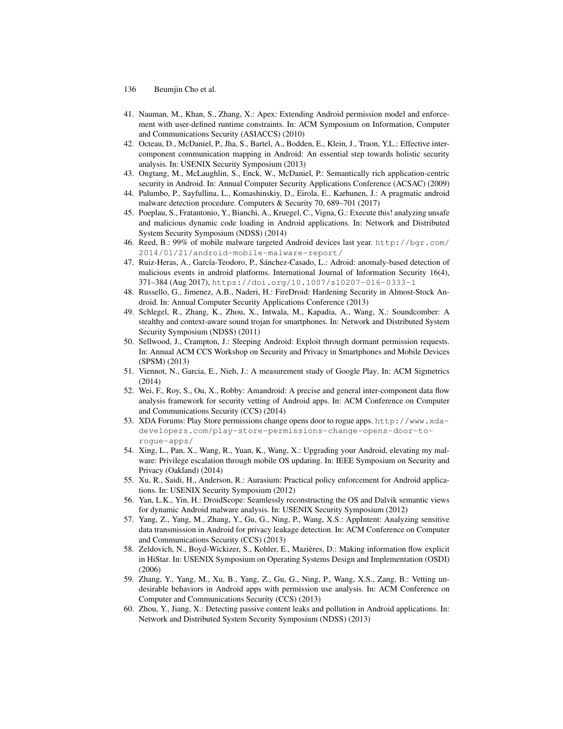41. Nauman, M., Khan, S., Zhang, X.: Apex: Extending Android permission model and enforcement with user-defined runtime constraints. In: ACM Symposium on Information, Computer and Communications Security (ASIACCS) (2010)
42. Octeau, D., McDaniel, P., Jha, S., Bartel, A., Bodden, E., Klein, J., Traon, Y.L.: Effective inter-component communication mapping in Android: An essential step towards holistic security analysis. In: USENIX Security Symposium (2013)
43. Ongtang, M., McLaughlin, S., Enck, W., McDaniel, P.: Semantically rich application-centric security in Android. In: Annual Computer Security Applications Conference (ACSAC) (2009)
44. Palumbo, P., Sayfullina, L., Komashinskiy, D., Eirola, E., Karhunen, J.: A pragmatic android malware detection procedure. Computers & Security 70, 689–701 (2017)
45. Poeplau, S., Fratantonio, Y., Bianchi, A., Kruegel, C., Vigna, G.: Execute this! analyzing unsafe and malicious dynamic code loading in Android applications. In: Network and Distributed System Security Symposium (NDSS) (2014)
46. Reed, B.: 99% of mobile malware targeted Android devices last year. http://bgr.com/2014/01/21/android-mobile-malware-report/
47. Ruiz-Heras, A., García-Teodoro, P., Sánchez-Casado, L.: Adroid: anomaly-based detection of malicious events in android platforms. International Journal of Information Security 16(4), 371–384 (Aug 2017), https://doi.org/10.1007/s10207-016-0333-1
48. Russello, G., Jimenez, A.B., Naderi, H.: FireDroid: Hardening Security in Almost-Stock Android. In: Annual Computer Security Applications Conference (2013)
49. Schlegel, R., Zhang, K., Zhou, X., Intwala, M., Kapadia, A., Wang, X.: Soundcomber: A stealthy and context-aware sound trojan for smartphones. In: Network and Distributed System Security Symposium (NDSS) (2011)
50. Sellwood, J., Crampton, J.: Sleeping Android: Exploit through dormant permission requests. In: Annual ACM CCS Workshop on Security and Privacy in Smartphones and Mobile Devices (SPSM) (2013)
51. Viennot, N., Garcia, E., Nieh, J.: A measurement study of Google Play. In: ACM Sigmetrics (2014)
52. Wei, F., Roy, S., Ou, X., Robby: Amandroid: A precise and general inter-component data flow analysis framework for security vetting of Android apps. In: ACM Conference on Computer and Communications Security (CCS) (2014)
53. XDA Forums: Play Store permissions change opens door to rogue apps. http://www.xda-developers.com/play-store-permissions-change-opens-door-to-rogue-apps/
54. Xing, L., Pan, X., Wang, R., Yuan, K., Wang, X.: Upgrading your Android, elevating my malware: Privilege escalation through mobile OS updating. In: IEEE Symposium on Security and Privacy (Oakland) (2014)
55. Xu, R., Saidi, H., Anderson, R.: Aurasium: Practical policy enforcement for Android applications. In: USENIX Security Symposium (2012)
56. Yan, L.K., Yin, H.: DroidScope: Seamlessly reconstructing the OS and Dalvik semantic views for dynamic Android malware analysis. In: USENIX Security Symposium (2012)
57. Yang, Z., Yang, M., Zhang, Y., Gu, G., Ning, P., Wang, X.S.: AppIntent: Analyzing sensitive data transmission in Android for privacy leakage detection. In: ACM Conference on Computer and Communications Security (CCS) (2013)
58. Zeldovich, N., Boyd-Wickizer, S., Kohler, E., Mazières, D.: Making information flow explicit in HiStar. In: USENIX Symposium on Operating Systems Design and Implementation (OSDI) (2006)
59. Zhang, Y., Yang, M., Xu, B., Yang, Z., Gu, G., Ning, P., Wang, X.S., Zang, B.: Vetting undesirable behaviors in Android apps with permission use analysis. In: ACM Conference on Computer and Communications Security (CCS) (2013)
60. Zhou, Y., Jiang, X.: Detecting passive content leaks and pollution in Android applications. In: Network and Distributed System Security Symposium (NDSS) (2013)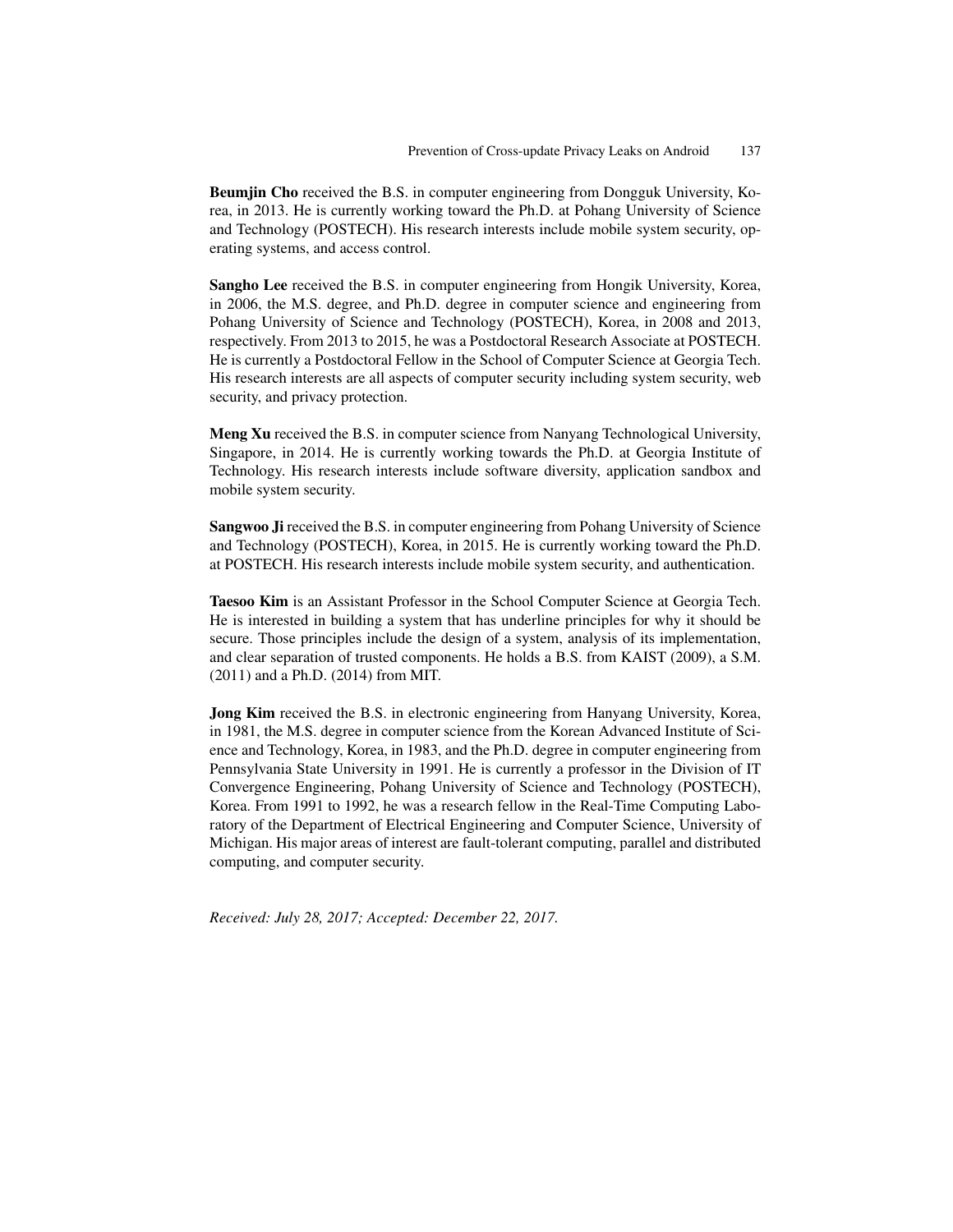**Beumjin Cho** received the B.S. in computer engineering from Dongguk University, Korea, in 2013. He is currently working toward the Ph.D. at Pohang University of Science and Technology (POSTECH). His research interests include mobile system security, operating systems, and access control.

**Sangho Lee** received the B.S. in computer engineering from Hongik University, Korea, in 2006, the M.S. degree, and Ph.D. degree in computer science and engineering from Pohang University of Science and Technology (POSTECH), Korea, in 2008 and 2013, respectively. From 2013 to 2015, he was a Postdoctoral Research Associate at POSTECH. He is currently a Postdoctoral Fellow in the School of Computer Science at Georgia Tech. His research interests are all aspects of computer security including system security, web security, and privacy protection.

**Meng Xu** received the B.S. in computer science from Nanyang Technological University, Singapore, in 2014. He is currently working towards the Ph.D. at Georgia Institute of Technology. His research interests include software diversity, application sandbox and mobile system security.

**Sangwoo Ji** received the B.S. in computer engineering from Pohang University of Science and Technology (POSTECH), Korea, in 2015. He is currently working toward the Ph.D. at POSTECH. His research interests include mobile system security, and authentication.

**Taesoo Kim** is an Assistant Professor in the School Computer Science at Georgia Tech. He is interested in building a system that has underline principles for why it should be secure. Those principles include the design of a system, analysis of its implementation, and clear separation of trusted components. He holds a B.S. from KAIST (2009), a S.M. (2011) and a Ph.D. (2014) from MIT.

**Jong Kim** received the B.S. in electronic engineering from Hanyang University, Korea, in 1981, the M.S. degree in computer science from the Korean Advanced Institute of Science and Technology, Korea, in 1983, and the Ph.D. degree in computer engineering from Pennsylvania State University in 1991. He is currently a professor in the Division of IT Convergence Engineering, Pohang University of Science and Technology (POSTECH), Korea. From 1991 to 1992, he was a research fellow in the Real-Time Computing Laboratory of the Department of Electrical Engineering and Computer Science, University of Michigan. His major areas of interest are fault-tolerant computing, parallel and distributed computing, and computer security.

*Received: July 28, 2017; Accepted: December 22, 2017.*